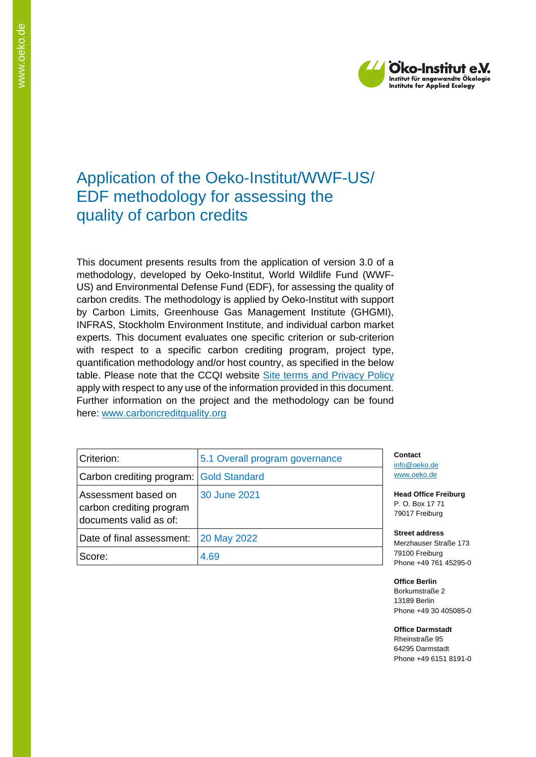Öko-Institut e.V.
Institut für angewandte Ökologie
Institute for Applied Ecology

# Application of the Oeko-Institut/WWF-US/ EDF methodology for assessing the quality of carbon credits

This document presents results from the application of version 3.0 of a methodology, developed by Oeko-Institut, World Wildlife Fund (WWF-US) and Environmental Defense Fund (EDF), for assessing the quality of carbon credits. The methodology is applied by Oeko-Institut with support by Carbon Limits, Greenhouse Gas Management Institute (GHGMI), INFRAS, Stockholm Environment Institute, and individual carbon market experts. This document evaluates one specific criterion or sub-criterion with respect to a specific carbon crediting program, project type, quantification methodology and/or host country, as specified in the below table. Please note that the CCQI website Site terms and Privacy Policy apply with respect to any use of the information provided in this document. Further information on the project and the methodology can be found here: www.carboncreditquality.org

| Criterion: | 5.1 Overall program governance |
|---|---|
| Carbon crediting program: | Gold Standard |
| Assessment based on carbon crediting program documents valid as of: | 30 June 2021 |
| Date of final assessment: | 20 May 2022 |
| Score: | 4.69 |

**Contact**
info@oeko.de
www.oeko.de

**Head Office Freiburg**
P. O. Box 17 71
79017 Freiburg

**Street address**
Merzhauser Straße 173
79100 Freiburg
Phone +49 761 45295-0

**Office Berlin**
Borkumstraße 2
13189 Berlin
Phone +49 30 405085-0

**Office Darmstadt**
Rheinstraße 95
64295 Darmstadt
Phone +49 6151 8191-0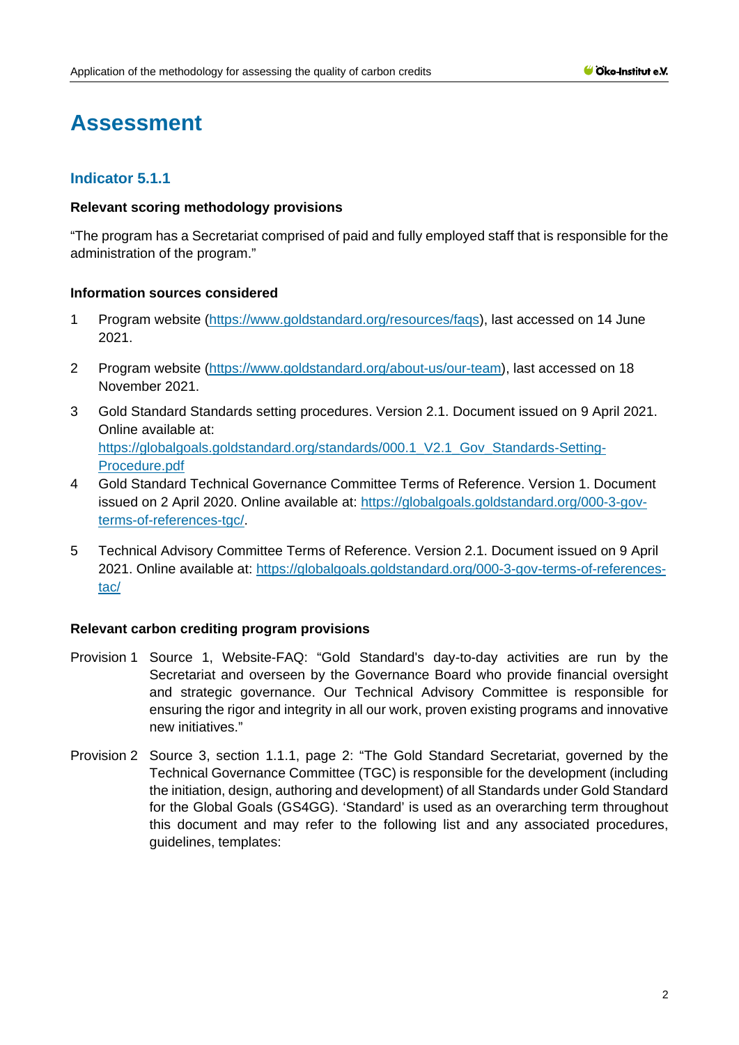# Assessment

## Indicator 5.1.1

**Relevant scoring methodology provisions**

"The program has a Secretariat comprised of paid and fully employed staff that is responsible for the administration of the program."

**Information sources considered**

1. Program website (https://www.goldstandard.org/resources/faqs), last accessed on 14 June 2021.
2. Program website (https://www.goldstandard.org/about-us/our-team), last accessed on 18 November 2021.
3. Gold Standard Standards setting procedures. Version 2.1. Document issued on 9 April 2021. Online available at: https://globalgoals.goldstandard.org/standards/000.1_V2.1_Gov_Standards-Setting-Procedure.pdf
4. Gold Standard Technical Governance Committee Terms of Reference. Version 1. Document issued on 2 April 2020. Online available at: https://globalgoals.goldstandard.org/000-3-gov-terms-of-references-tgc/.
5. Technical Advisory Committee Terms of Reference. Version 2.1. Document issued on 9 April 2021. Online available at: https://globalgoals.goldstandard.org/000-3-gov-terms-of-references-tac/

**Relevant carbon crediting program provisions**

Provision 1 Source 1, Website-FAQ: "Gold Standard's day-to-day activities are run by the Secretariat and overseen by the Governance Board who provide financial oversight and strategic governance. Our Technical Advisory Committee is responsible for ensuring the rigor and integrity in all our work, proven existing programs and innovative new initiatives."

Provision 2 Source 3, section 1.1.1, page 2: "The Gold Standard Secretariat, governed by the Technical Governance Committee (TGC) is responsible for the development (including the initiation, design, authoring and development) of all Standards under Gold Standard for the Global Goals (GS4GG). 'Standard' is used as an overarching term throughout this document and may refer to the following list and any associated procedures, guidelines, templates: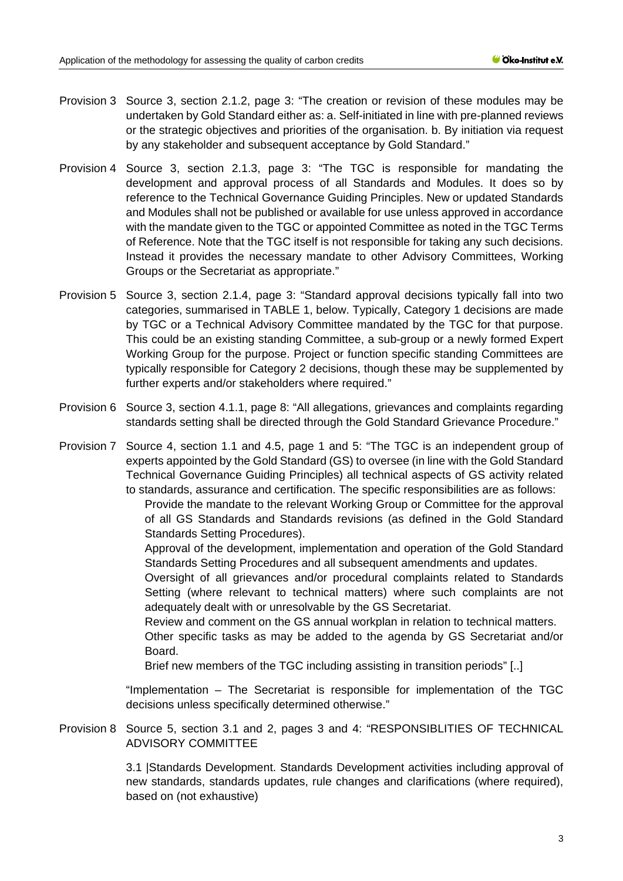Provision 3 Source 3, section 2.1.2, page 3: "The creation or revision of these modules may be undertaken by Gold Standard either as: a. Self-initiated in line with pre-planned reviews or the strategic objectives and priorities of the organisation. b. By initiation via request by any stakeholder and subsequent acceptance by Gold Standard."

Provision 4 Source 3, section 2.1.3, page 3: "The TGC is responsible for mandating the development and approval process of all Standards and Modules. It does so by reference to the Technical Governance Guiding Principles. New or updated Standards and Modules shall not be published or available for use unless approved in accordance with the mandate given to the TGC or appointed Committee as noted in the TGC Terms of Reference. Note that the TGC itself is not responsible for taking any such decisions. Instead it provides the necessary mandate to other Advisory Committees, Working Groups or the Secretariat as appropriate."

Provision 5 Source 3, section 2.1.4, page 3: "Standard approval decisions typically fall into two categories, summarised in TABLE 1, below. Typically, Category 1 decisions are made by TGC or a Technical Advisory Committee mandated by the TGC for that purpose. This could be an existing standing Committee, a sub-group or a newly formed Expert Working Group for the purpose. Project or function specific standing Committees are typically responsible for Category 2 decisions, though these may be supplemented by further experts and/or stakeholders where required."

Provision 6 Source 3, section 4.1.1, page 8: "All allegations, grievances and complaints regarding standards setting shall be directed through the Gold Standard Grievance Procedure."

Provision 7 Source 4, section 1.1 and 4.5, page 1 and 5: "The TGC is an independent group of experts appointed by the Gold Standard (GS) to oversee (in line with the Gold Standard Technical Governance Guiding Principles) all technical aspects of GS activity related to standards, assurance and certification. The specific responsibilities are as follows:

Provide the mandate to the relevant Working Group or Committee for the approval of all GS Standards and Standards revisions (as defined in the Gold Standard Standards Setting Procedures).

Approval of the development, implementation and operation of the Gold Standard Standards Setting Procedures and all subsequent amendments and updates.

Oversight of all grievances and/or procedural complaints related to Standards Setting (where relevant to technical matters) where such complaints are not adequately dealt with or unresolvable by the GS Secretariat.

Review and comment on the GS annual workplan in relation to technical matters.

Other specific tasks as may be added to the agenda by GS Secretariat and/or Board.

Brief new members of the TGC including assisting in transition periods" [..]

"Implementation – The Secretariat is responsible for implementation of the TGC decisions unless specifically determined otherwise."

Provision 8 Source 5, section 3.1 and 2, pages 3 and 4: "RESPONSIBLITIES OF TECHNICAL ADVISORY COMMITTEE

3.1 |Standards Development. Standards Development activities including approval of new standards, standards updates, rule changes and clarifications (where required), based on (not exhaustive)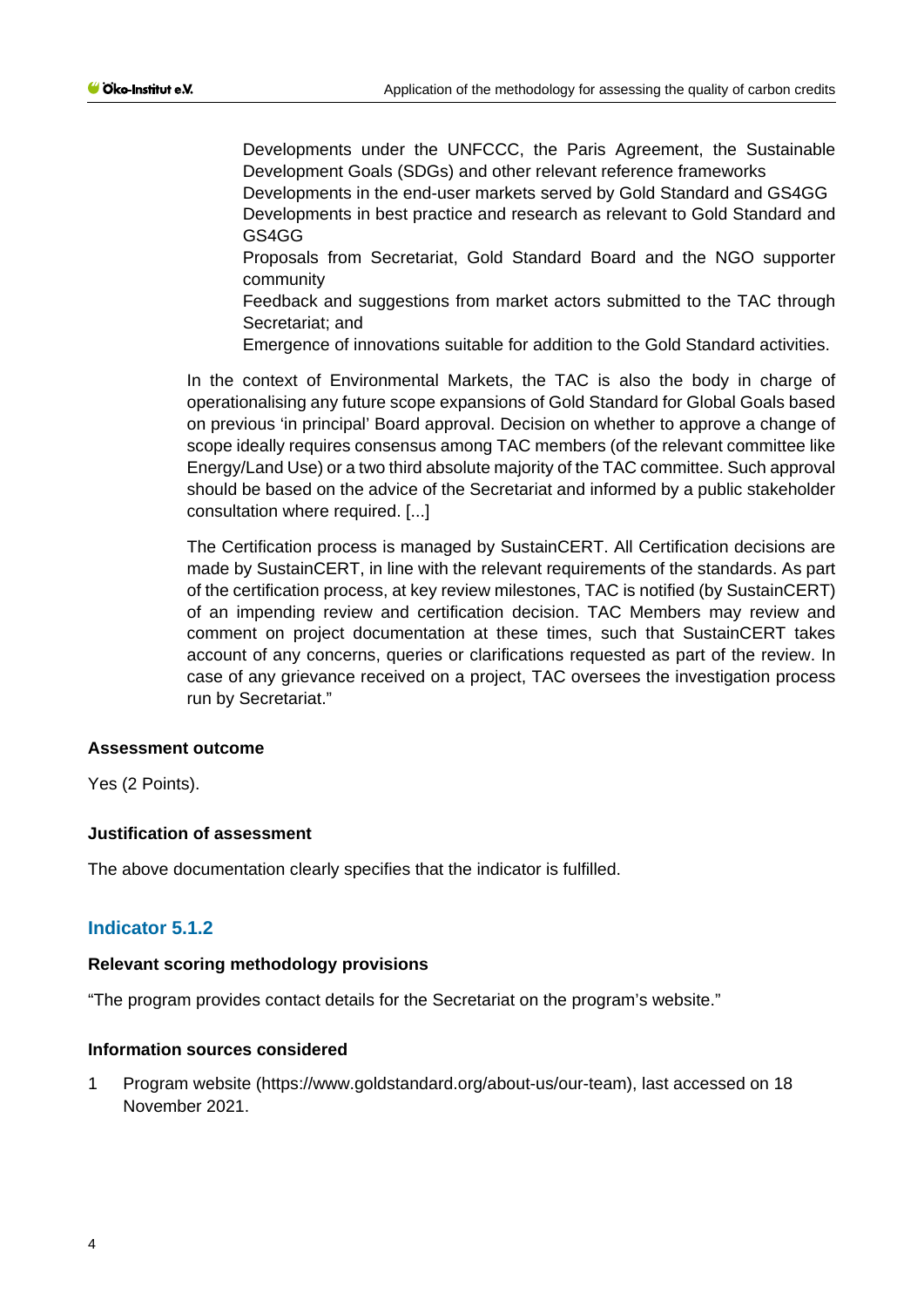- Developments under the UNFCCC, the Paris Agreement, the Sustainable Development Goals (SDGs) and other relevant reference frameworks
- Developments in the end-user markets served by Gold Standard and GS4GG
- Developments in best practice and research as relevant to Gold Standard and GS4GG
- Proposals from Secretariat, Gold Standard Board and the NGO supporter community
- Feedback and suggestions from market actors submitted to the TAC through Secretariat; and
- Emergence of innovations suitable for addition to the Gold Standard activities.

In the context of Environmental Markets, the TAC is also the body in charge of operationalising any future scope expansions of Gold Standard for Global Goals based on previous 'in principal' Board approval. Decision on whether to approve a change of scope ideally requires consensus among TAC members (of the relevant committee like Energy/Land Use) or a two third absolute majority of the TAC committee. Such approval should be based on the advice of the Secretariat and informed by a public stakeholder consultation where required. [...]

The Certification process is managed by SustainCERT. All Certification decisions are made by SustainCERT, in line with the relevant requirements of the standards. As part of the certification process, at key review milestones, TAC is notified (by SustainCERT) of an impending review and certification decision. TAC Members may review and comment on project documentation at these times, such that SustainCERT takes account of any concerns, queries or clarifications requested as part of the review. In case of any grievance received on a project, TAC oversees the investigation process run by Secretariat."

**Assessment outcome**

Yes (2 Points).

**Justification of assessment**

The above documentation clearly specifies that the indicator is fulfilled.

## Indicator 5.1.2

**Relevant scoring methodology provisions**

"The program provides contact details for the Secretariat on the program's website."

**Information sources considered**

1 Program website (https://www.goldstandard.org/about-us/our-team), last accessed on 18 November 2021.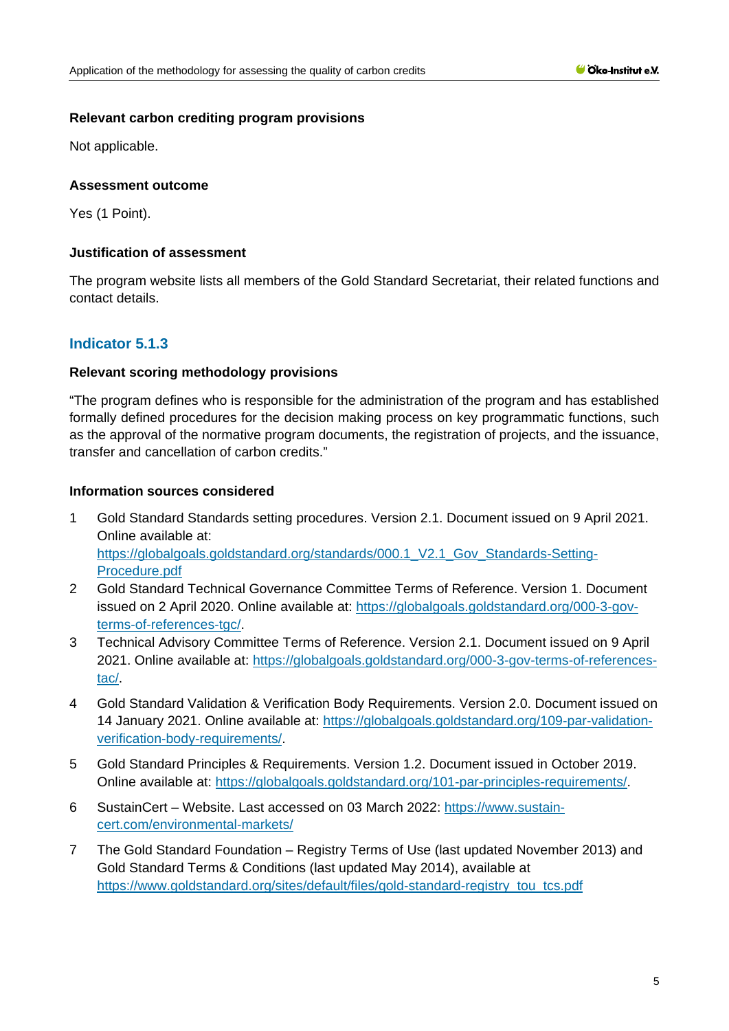**Relevant carbon crediting program provisions**

Not applicable.

**Assessment outcome**

Yes (1 Point).

**Justification of assessment**

The program website lists all members of the Gold Standard Secretariat, their related functions and contact details.

### Indicator 5.1.3

**Relevant scoring methodology provisions**

"The program defines who is responsible for the administration of the program and has established formally defined procedures for the decision making process on key programmatic functions, such as the approval of the normative program documents, the registration of projects, and the issuance, transfer and cancellation of carbon credits."

**Information sources considered**

1. Gold Standard Standards setting procedures. Version 2.1. Document issued on 9 April 2021. Online available at: https://globalgoals.goldstandard.org/standards/000.1_V2.1_Gov_Standards-Setting-Procedure.pdf
2. Gold Standard Technical Governance Committee Terms of Reference. Version 1. Document issued on 2 April 2020. Online available at: https://globalgoals.goldstandard.org/000-3-gov-terms-of-references-tgc/.
3. Technical Advisory Committee Terms of Reference. Version 2.1. Document issued on 9 April 2021. Online available at: https://globalgoals.goldstandard.org/000-3-gov-terms-of-references-tac/.
4. Gold Standard Validation & Verification Body Requirements. Version 2.0. Document issued on 14 January 2021. Online available at: https://globalgoals.goldstandard.org/109-par-validation-verification-body-requirements/.
5. Gold Standard Principles & Requirements. Version 1.2. Document issued in October 2019. Online available at: https://globalgoals.goldstandard.org/101-par-principles-requirements/.
6. SustainCert – Website. Last accessed on 03 March 2022: https://www.sustain-cert.com/environmental-markets/
7. The Gold Standard Foundation – Registry Terms of Use (last updated November 2013) and Gold Standard Terms & Conditions (last updated May 2014), available at https://www.goldstandard.org/sites/default/files/gold-standard-registry_tou_tcs.pdf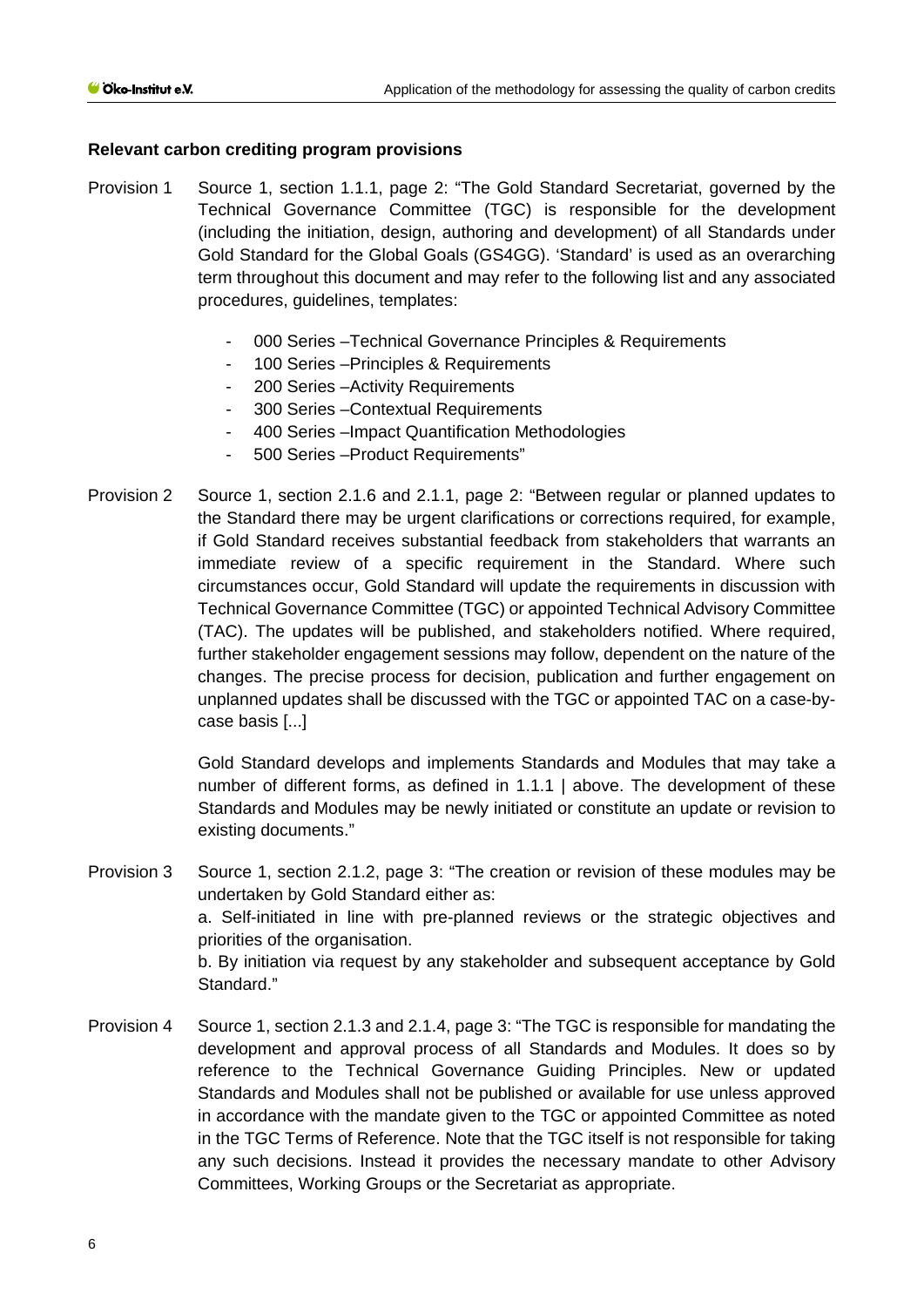**Relevant carbon crediting program provisions**

Provision 1 Source 1, section 1.1.1, page 2: "The Gold Standard Secretariat, governed by the Technical Governance Committee (TGC) is responsible for the development (including the initiation, design, authoring and development) of all Standards under Gold Standard for the Global Goals (GS4GG). 'Standard' is used as an overarching term throughout this document and may refer to the following list and any associated procedures, guidelines, templates:

- 000 Series –Technical Governance Principles & Requirements
- 100 Series –Principles & Requirements
- 200 Series –Activity Requirements
- 300 Series –Contextual Requirements
- 400 Series –Impact Quantification Methodologies
- 500 Series –Product Requirements"

Provision 2 Source 1, section 2.1.6 and 2.1.1, page 2: "Between regular or planned updates to the Standard there may be urgent clarifications or corrections required, for example, if Gold Standard receives substantial feedback from stakeholders that warrants an immediate review of a specific requirement in the Standard. Where such circumstances occur, Gold Standard will update the requirements in discussion with Technical Governance Committee (TGC) or appointed Technical Advisory Committee (TAC). The updates will be published, and stakeholders notified. Where required, further stakeholder engagement sessions may follow, dependent on the nature of the changes. The precise process for decision, publication and further engagement on unplanned updates shall be discussed with the TGC or appointed TAC on a case-by-case basis [...]

Gold Standard develops and implements Standards and Modules that may take a number of different forms, as defined in 1.1.1 | above. The development of these Standards and Modules may be newly initiated or constitute an update or revision to existing documents."

Provision 3 Source 1, section 2.1.2, page 3: "The creation or revision of these modules may be undertaken by Gold Standard either as:
a. Self-initiated in line with pre-planned reviews or the strategic objectives and priorities of the organisation.
b. By initiation via request by any stakeholder and subsequent acceptance by Gold Standard."

Provision 4 Source 1, section 2.1.3 and 2.1.4, page 3: "The TGC is responsible for mandating the development and approval process of all Standards and Modules. It does so by reference to the Technical Governance Guiding Principles. New or updated Standards and Modules shall not be published or available for use unless approved in accordance with the mandate given to the TGC or appointed Committee as noted in the TGC Terms of Reference. Note that the TGC itself is not responsible for taking any such decisions. Instead it provides the necessary mandate to other Advisory Committees, Working Groups or the Secretariat as appropriate.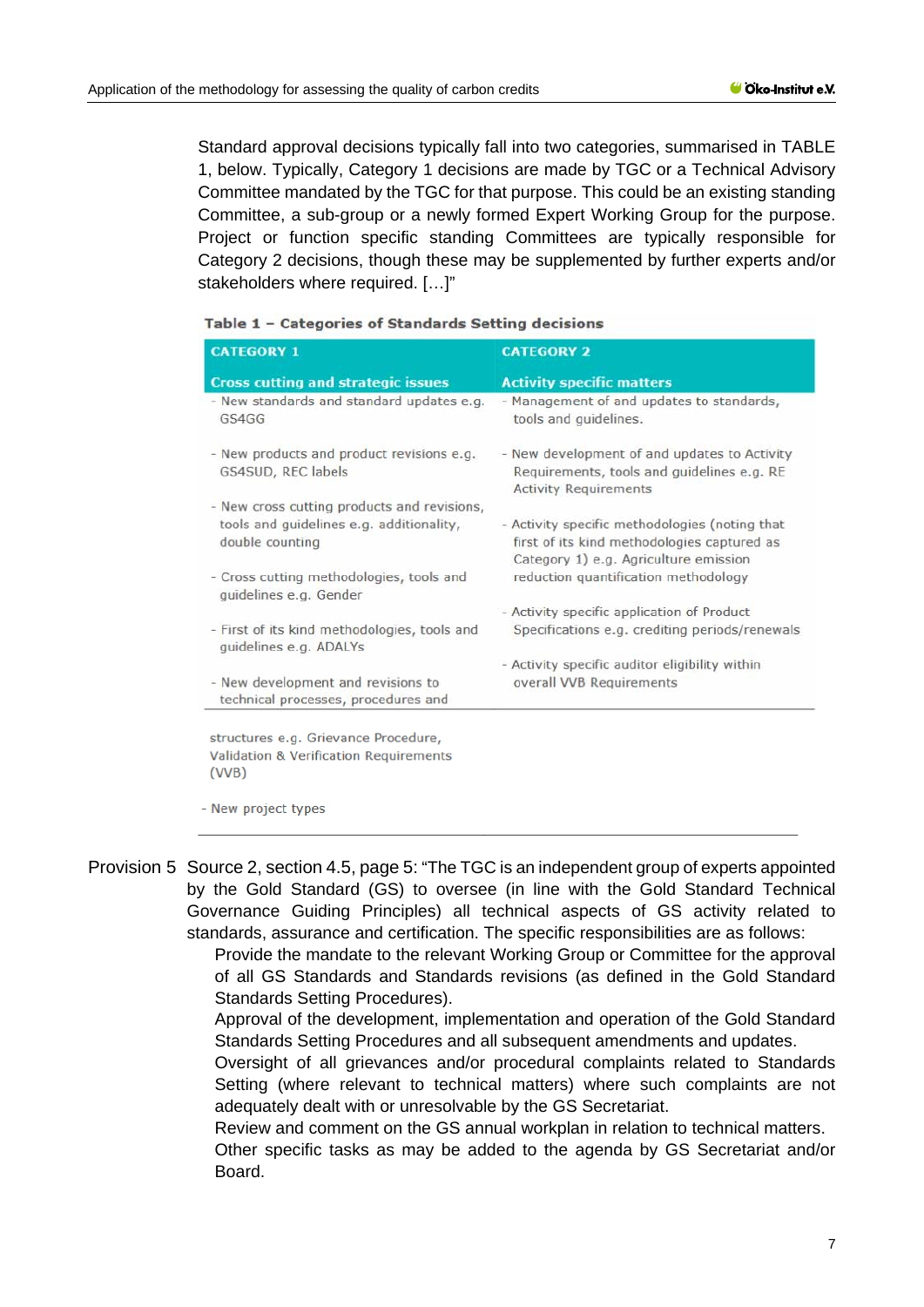Standard approval decisions typically fall into two categories, summarised in TABLE 1, below. Typically, Category 1 decisions are made by TGC or a Technical Advisory Committee mandated by the TGC for that purpose. This could be an existing standing Committee, a sub-group or a newly formed Expert Working Group for the purpose. Project or function specific standing Committees are typically responsible for Category 2 decisions, though these may be supplemented by further experts and/or stakeholders where required. […]"

**Table 1 – Categories of Standards Setting decisions**

| CATEGORY 1<br>Cross cutting and strategic issues | CATEGORY 2<br>Activity specific matters |
|---|---|
| - New standards and standard updates e.g. GS4GG | - Management of and updates to standards, tools and guidelines. |
| - New products and product revisions e.g. GS4SUD, REC labels | - New development of and updates to Activity Requirements, tools and guidelines e.g. RE Activity Requirements |
| - New cross cutting products and revisions, tools and guidelines e.g. additionality, double counting | - Activity specific methodologies (noting that first of its kind methodologies captured as Category 1) e.g. Agriculture emission reduction quantification methodology |
| - Cross cutting methodologies, tools and guidelines e.g. Gender | - Activity specific application of Product Specifications e.g. crediting periods/renewals |
| - First of its kind methodologies, tools and guidelines e.g. ADALYs | - Activity specific auditor eligibility within overall VVB Requirements |
| - New development and revisions to technical processes, procedures and structures e.g. Grievance Procedure, Validation & Verification Requirements (VVB) | |
| - New project types | |

Provision 5 Source 2, section 4.5, page 5: "The TGC is an independent group of experts appointed by the Gold Standard (GS) to oversee (in line with the Gold Standard Technical Governance Guiding Principles) all technical aspects of GS activity related to standards, assurance and certification. The specific responsibilities are as follows:

Provide the mandate to the relevant Working Group or Committee for the approval of all GS Standards and Standards revisions (as defined in the Gold Standard Standards Setting Procedures).

Approval of the development, implementation and operation of the Gold Standard Standards Setting Procedures and all subsequent amendments and updates.

Oversight of all grievances and/or procedural complaints related to Standards Setting (where relevant to technical matters) where such complaints are not adequately dealt with or unresolvable by the GS Secretariat.

Review and comment on the GS annual workplan in relation to technical matters.

Other specific tasks as may be added to the agenda by GS Secretariat and/or Board.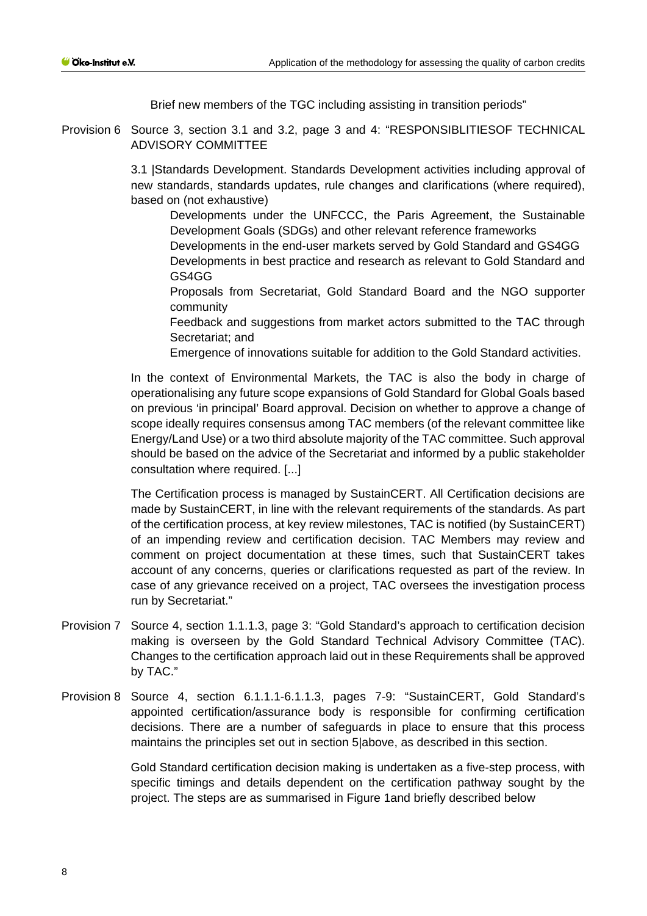Brief new members of the TGC including assisting in transition periods"

Provision 6 Source 3, section 3.1 and 3.2, page 3 and 4: "RESPONSIBLITIESOF TECHNICAL ADVISORY COMMITTEE

3.1 |Standards Development. Standards Development activities including approval of new standards, standards updates, rule changes and clarifications (where required), based on (not exhaustive)

Developments under the UNFCCC, the Paris Agreement, the Sustainable Development Goals (SDGs) and other relevant reference frameworks

Developments in the end-user markets served by Gold Standard and GS4GG

Developments in best practice and research as relevant to Gold Standard and GS4GG

Proposals from Secretariat, Gold Standard Board and the NGO supporter community

Feedback and suggestions from market actors submitted to the TAC through Secretariat; and

Emergence of innovations suitable for addition to the Gold Standard activities.

In the context of Environmental Markets, the TAC is also the body in charge of operationalising any future scope expansions of Gold Standard for Global Goals based on previous 'in principal' Board approval. Decision on whether to approve a change of scope ideally requires consensus among TAC members (of the relevant committee like Energy/Land Use) or a two third absolute majority of the TAC committee. Such approval should be based on the advice of the Secretariat and informed by a public stakeholder consultation where required. [...]

The Certification process is managed by SustainCERT. All Certification decisions are made by SustainCERT, in line with the relevant requirements of the standards. As part of the certification process, at key review milestones, TAC is notified (by SustainCERT) of an impending review and certification decision. TAC Members may review and comment on project documentation at these times, such that SustainCERT takes account of any concerns, queries or clarifications requested as part of the review. In case of any grievance received on a project, TAC oversees the investigation process run by Secretariat."

Provision 7 Source 4, section 1.1.1.3, page 3: "Gold Standard's approach to certification decision making is overseen by the Gold Standard Technical Advisory Committee (TAC). Changes to the certification approach laid out in these Requirements shall be approved by TAC."

Provision 8 Source 4, section 6.1.1.1-6.1.1.3, pages 7-9: "SustainCERT, Gold Standard's appointed certification/assurance body is responsible for confirming certification decisions. There are a number of safeguards in place to ensure that this process maintains the principles set out in section 5|above, as described in this section.

Gold Standard certification decision making is undertaken as a five-step process, with specific timings and details dependent on the certification pathway sought by the project. The steps are as summarised in Figure 1and briefly described below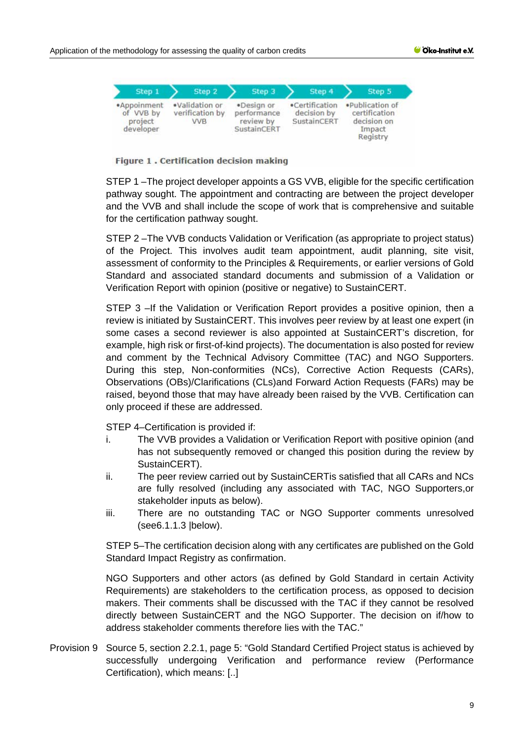| Step 1 | Step 2 | Step 3 | Step 4 | Step 5 |
|---|---|---|---|---|
| •Appoinment of VVB by project developer | •Validation or verification by VVB | •Design or performance review by SustainCERT | •Certification decision by SustainCERT | •Publication of certification decision on Impact Registry |

**Figure 1 . Certification decision making**

STEP 1 –The project developer appoints a GS VVB, eligible for the specific certification pathway sought. The appointment and contracting are between the project developer and the VVB and shall include the scope of work that is comprehensive and suitable for the certification pathway sought.

STEP 2 –The VVB conducts Validation or Verification (as appropriate to project status) of the Project. This involves audit team appointment, audit planning, site visit, assessment of conformity to the Principles & Requirements, or earlier versions of Gold Standard and associated standard documents and submission of a Validation or Verification Report with opinion (positive or negative) to SustainCERT.

STEP 3 –If the Validation or Verification Report provides a positive opinion, then a review is initiated by SustainCERT. This involves peer review by at least one expert (in some cases a second reviewer is also appointed at SustainCERT's discretion, for example, high risk or first-of-kind projects). The documentation is also posted for review and comment by the Technical Advisory Committee (TAC) and NGO Supporters. During this step, Non-conformities (NCs), Corrective Action Requests (CARs), Observations (OBs)/Clarifications (CLs)and Forward Action Requests (FARs) may be raised, beyond those that may have already been raised by the VVB. Certification can only proceed if these are addressed.

STEP 4–Certification is provided if:

i. The VVB provides a Validation or Verification Report with positive opinion (and has not subsequently removed or changed this position during the review by SustainCERT).

ii. The peer review carried out by SustainCERTis satisfied that all CARs and NCs are fully resolved (including any associated with TAC, NGO Supporters,or stakeholder inputs as below).

iii. There are no outstanding TAC or NGO Supporter comments unresolved (see6.1.1.3 |below).

STEP 5–The certification decision along with any certificates are published on the Gold Standard Impact Registry as confirmation.

NGO Supporters and other actors (as defined by Gold Standard in certain Activity Requirements) are stakeholders to the certification process, as opposed to decision makers. Their comments shall be discussed with the TAC if they cannot be resolved directly between SustainCERT and the NGO Supporter. The decision on if/how to address stakeholder comments therefore lies with the TAC."

Provision 9 Source 5, section 2.2.1, page 5: "Gold Standard Certified Project status is achieved by successfully undergoing Verification and performance review (Performance Certification), which means: [..]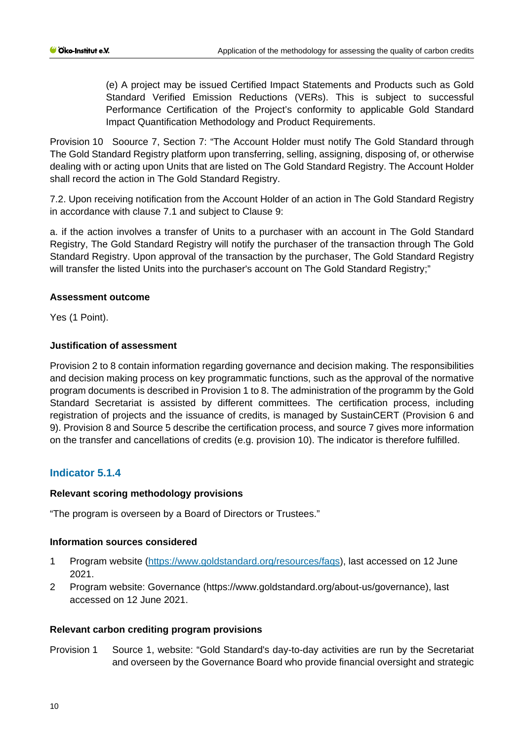(e) A project may be issued Certified Impact Statements and Products such as Gold Standard Verified Emission Reductions (VERs). This is subject to successful Performance Certification of the Project's conformity to applicable Gold Standard Impact Quantification Methodology and Product Requirements.

Provision 10 Soource 7, Section 7: "The Account Holder must notify The Gold Standard through The Gold Standard Registry platform upon transferring, selling, assigning, disposing of, or otherwise dealing with or acting upon Units that are listed on The Gold Standard Registry. The Account Holder shall record the action in The Gold Standard Registry.

7.2. Upon receiving notification from the Account Holder of an action in The Gold Standard Registry in accordance with clause 7.1 and subject to Clause 9:

a. if the action involves a transfer of Units to a purchaser with an account in The Gold Standard Registry, The Gold Standard Registry will notify the purchaser of the transaction through The Gold Standard Registry. Upon approval of the transaction by the purchaser, The Gold Standard Registry will transfer the listed Units into the purchaser's account on The Gold Standard Registry;"

**Assessment outcome**

Yes (1 Point).

**Justification of assessment**

Provision 2 to 8 contain information regarding governance and decision making. The responsibilities and decision making process on key programmatic functions, such as the approval of the normative program documents is described in Provision 1 to 8. The administration of the programm by the Gold Standard Secretariat is assisted by different committees. The certification process, including registration of projects and the issuance of credits, is managed by SustainCERT (Provision 6 and 9). Provision 8 and Source 5 describe the certification process, and source 7 gives more information on the transfer and cancellations of credits (e.g. provision 10). The indicator is therefore fulfilled.

### Indicator 5.1.4

**Relevant scoring methodology provisions**

"The program is overseen by a Board of Directors or Trustees."

**Information sources considered**

1. Program website (https://www.goldstandard.org/resources/faqs), last accessed on 12 June 2021.
2. Program website: Governance (https://www.goldstandard.org/about-us/governance), last accessed on 12 June 2021.

**Relevant carbon crediting program provisions**

Provision 1 Source 1, website: "Gold Standard's day-to-day activities are run by the Secretariat and overseen by the Governance Board who provide financial oversight and strategic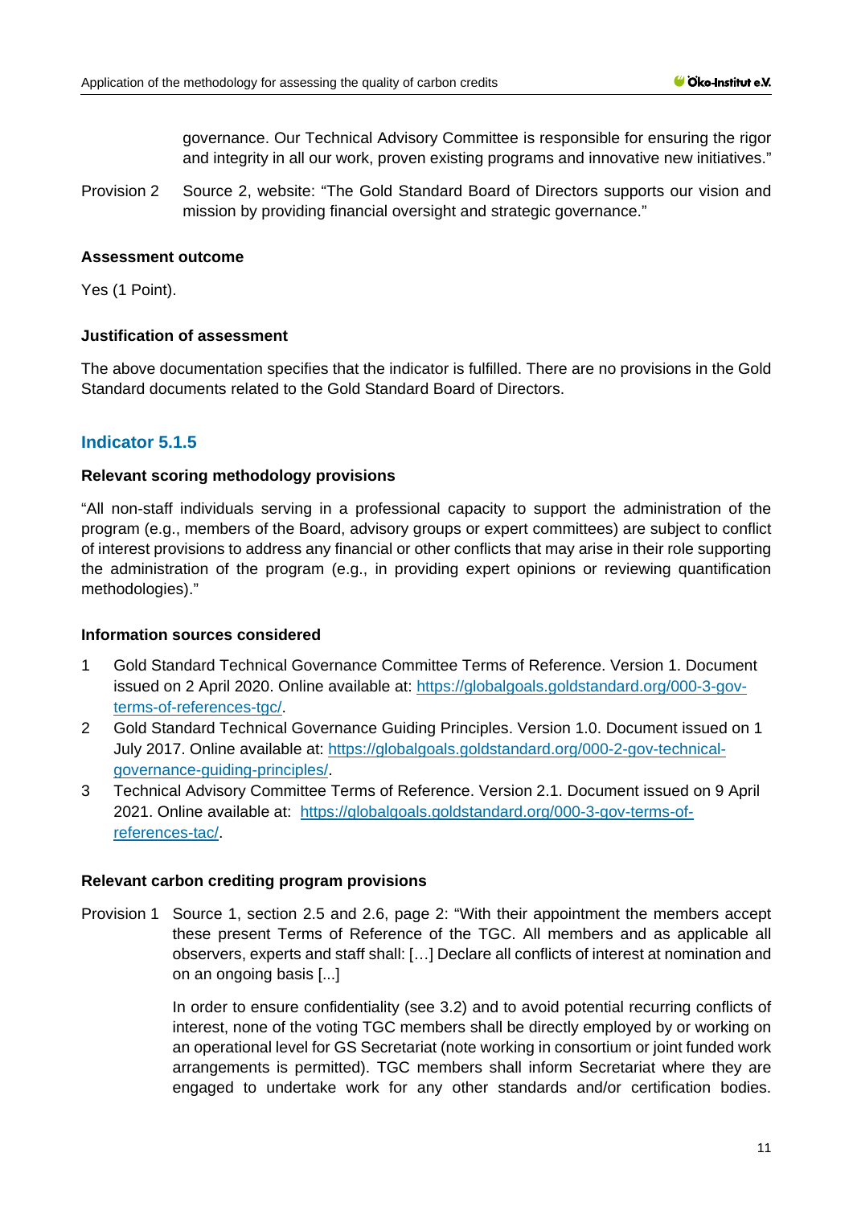governance. Our Technical Advisory Committee is responsible for ensuring the rigor and integrity in all our work, proven existing programs and innovative new initiatives."

Provision 2 Source 2, website: "The Gold Standard Board of Directors supports our vision and mission by providing financial oversight and strategic governance."

**Assessment outcome**

Yes (1 Point).

**Justification of assessment**

The above documentation specifies that the indicator is fulfilled. There are no provisions in the Gold Standard documents related to the Gold Standard Board of Directors.

### Indicator 5.1.5

**Relevant scoring methodology provisions**

"All non-staff individuals serving in a professional capacity to support the administration of the program (e.g., members of the Board, advisory groups or expert committees) are subject to conflict of interest provisions to address any financial or other conflicts that may arise in their role supporting the administration of the program (e.g., in providing expert opinions or reviewing quantification methodologies)."

**Information sources considered**

1. Gold Standard Technical Governance Committee Terms of Reference. Version 1. Document issued on 2 April 2020. Online available at: https://globalgoals.goldstandard.org/000-3-gov-terms-of-references-tgc/.
2. Gold Standard Technical Governance Guiding Principles. Version 1.0. Document issued on 1 July 2017. Online available at: https://globalgoals.goldstandard.org/000-2-gov-technical-governance-guiding-principles/.
3. Technical Advisory Committee Terms of Reference. Version 2.1. Document issued on 9 April 2021. Online available at: https://globalgoals.goldstandard.org/000-3-gov-terms-of-references-tac/.

**Relevant carbon crediting program provisions**

Provision 1 Source 1, section 2.5 and 2.6, page 2: "With their appointment the members accept these present Terms of Reference of the TGC. All members and as applicable all observers, experts and staff shall: […] Declare all conflicts of interest at nomination and on an ongoing basis [...]

In order to ensure confidentiality (see 3.2) and to avoid potential recurring conflicts of interest, none of the voting TGC members shall be directly employed by or working on an operational level for GS Secretariat (note working in consortium or joint funded work arrangements is permitted). TGC members shall inform Secretariat where they are engaged to undertake work for any other standards and/or certification bodies.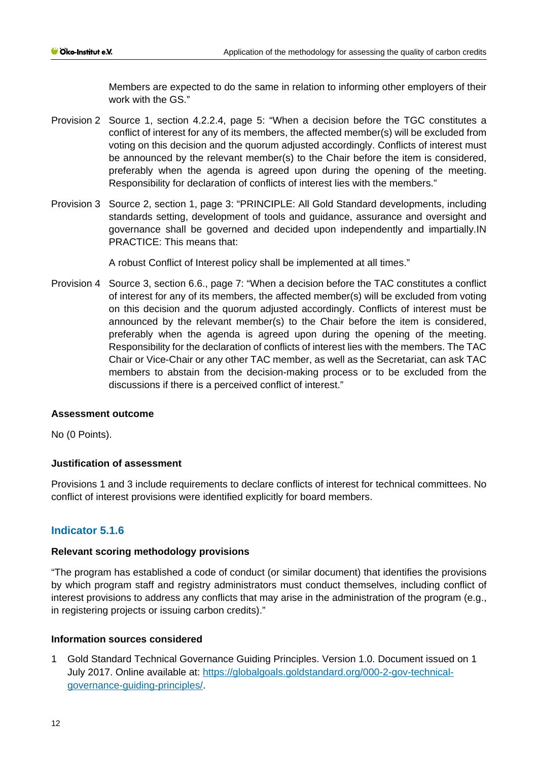Members are expected to do the same in relation to informing other employers of their work with the GS."

Provision 2 Source 1, section 4.2.2.4, page 5: "When a decision before the TGC constitutes a conflict of interest for any of its members, the affected member(s) will be excluded from voting on this decision and the quorum adjusted accordingly. Conflicts of interest must be announced by the relevant member(s) to the Chair before the item is considered, preferably when the agenda is agreed upon during the opening of the meeting. Responsibility for declaration of conflicts of interest lies with the members."

Provision 3 Source 2, section 1, page 3: "PRINCIPLE: All Gold Standard developments, including standards setting, development of tools and guidance, assurance and oversight and governance shall be governed and decided upon independently and impartially.IN PRACTICE: This means that:

A robust Conflict of Interest policy shall be implemented at all times."

Provision 4 Source 3, section 6.6., page 7: "When a decision before the TAC constitutes a conflict of interest for any of its members, the affected member(s) will be excluded from voting on this decision and the quorum adjusted accordingly. Conflicts of interest must be announced by the relevant member(s) to the Chair before the item is considered, preferably when the agenda is agreed upon during the opening of the meeting. Responsibility for the declaration of conflicts of interest lies with the members. The TAC Chair or Vice-Chair or any other TAC member, as well as the Secretariat, can ask TAC members to abstain from the decision-making process or to be excluded from the discussions if there is a perceived conflict of interest."

**Assessment outcome**

No (0 Points).

**Justification of assessment**

Provisions 1 and 3 include requirements to declare conflicts of interest for technical committees. No conflict of interest provisions were identified explicitly for board members.

## Indicator 5.1.6

**Relevant scoring methodology provisions**

"The program has established a code of conduct (or similar document) that identifies the provisions by which program staff and registry administrators must conduct themselves, including conflict of interest provisions to address any conflicts that may arise in the administration of the program (e.g., in registering projects or issuing carbon credits)."

**Information sources considered**

1. Gold Standard Technical Governance Guiding Principles. Version 1.0. Document issued on 1 July 2017. Online available at: [https://globalgoals.goldstandard.org/000-2-gov-technical-governance-guiding-principles/](https://globalgoals.goldstandard.org/000-2-gov-technical-governance-guiding-principles/).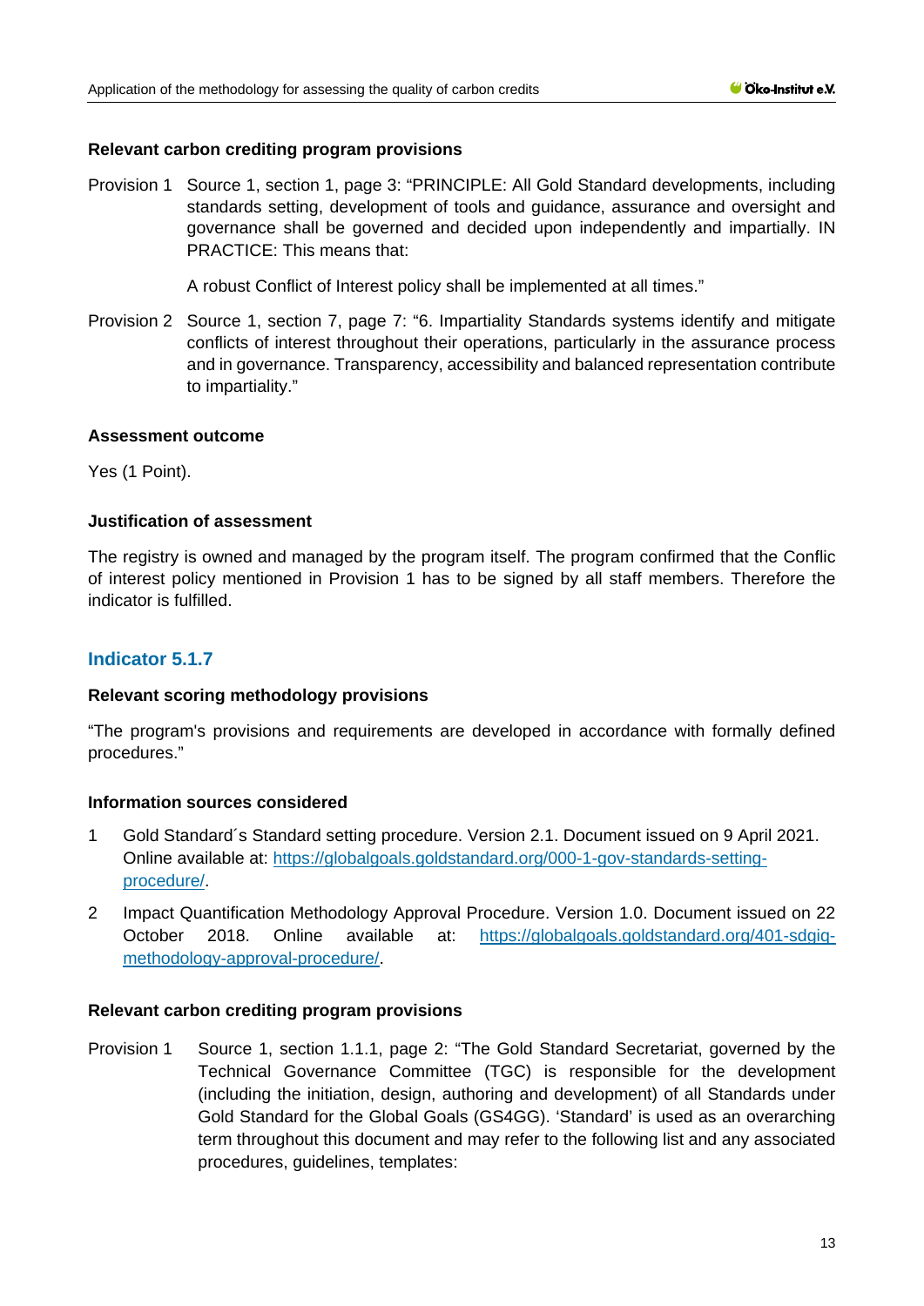#### Relevant carbon crediting program provisions

Provision 1 Source 1, section 1, page 3: "PRINCIPLE: All Gold Standard developments, including standards setting, development of tools and guidance, assurance and oversight and governance shall be governed and decided upon independently and impartially. IN PRACTICE: This means that:

A robust Conflict of Interest policy shall be implemented at all times."

Provision 2 Source 1, section 7, page 7: "6. Impartiality Standards systems identify and mitigate conflicts of interest throughout their operations, particularly in the assurance process and in governance. Transparency, accessibility and balanced representation contribute to impartiality."

#### Assessment outcome

Yes (1 Point).

#### Justification of assessment

The registry is owned and managed by the program itself. The program confirmed that the Conflic of interest policy mentioned in Provision 1 has to be signed by all staff members. Therefore the indicator is fulfilled.

### Indicator 5.1.7

#### Relevant scoring methodology provisions

"The program's provisions and requirements are developed in accordance with formally defined procedures."

#### Information sources considered

1 Gold Standard´s Standard setting procedure. Version 2.1. Document issued on 9 April 2021. Online available at: https://globalgoals.goldstandard.org/000-1-gov-standards-setting-procedure/.

2 Impact Quantification Methodology Approval Procedure. Version 1.0. Document issued on 22 October 2018. Online available at: https://globalgoals.goldstandard.org/401-sdgiq-methodology-approval-procedure/.

#### Relevant carbon crediting program provisions

Provision 1 Source 1, section 1.1.1, page 2: "The Gold Standard Secretariat, governed by the Technical Governance Committee (TGC) is responsible for the development (including the initiation, design, authoring and development) of all Standards under Gold Standard for the Global Goals (GS4GG). 'Standard' is used as an overarching term throughout this document and may refer to the following list and any associated procedures, guidelines, templates: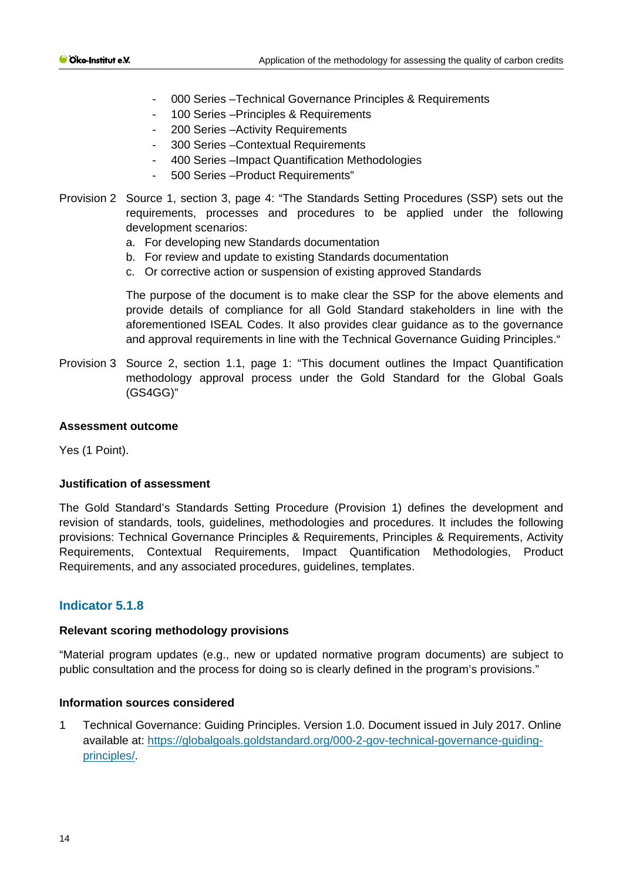- 000 Series –Technical Governance Principles & Requirements
- 100 Series –Principles & Requirements
- 200 Series –Activity Requirements
- 300 Series –Contextual Requirements
- 400 Series –Impact Quantification Methodologies
- 500 Series –Product Requirements"

Provision 2 Source 1, section 3, page 4: "The Standards Setting Procedures (SSP) sets out the requirements, processes and procedures to be applied under the following development scenarios:

a. For developing new Standards documentation
b. For review and update to existing Standards documentation
c. Or corrective action or suspension of existing approved Standards

The purpose of the document is to make clear the SSP for the above elements and provide details of compliance for all Gold Standard stakeholders in line with the aforementioned ISEAL Codes. It also provides clear guidance as to the governance and approval requirements in line with the Technical Governance Guiding Principles."

Provision 3 Source 2, section 1.1, page 1: "This document outlines the Impact Quantification methodology approval process under the Gold Standard for the Global Goals (GS4GG)"

**Assessment outcome**

Yes (1 Point).

**Justification of assessment**

The Gold Standard's Standards Setting Procedure (Provision 1) defines the development and revision of standards, tools, guidelines, methodologies and procedures. It includes the following provisions: Technical Governance Principles & Requirements, Principles & Requirements, Activity Requirements, Contextual Requirements, Impact Quantification Methodologies, Product Requirements, and any associated procedures, guidelines, templates.

## Indicator 5.1.8

**Relevant scoring methodology provisions**

"Material program updates (e.g., new or updated normative program documents) are subject to public consultation and the process for doing so is clearly defined in the program's provisions."

**Information sources considered**

1 Technical Governance: Guiding Principles. Version 1.0. Document issued in July 2017. Online available at: https://globalgoals.goldstandard.org/000-2-gov-technical-governance-guiding-principles/.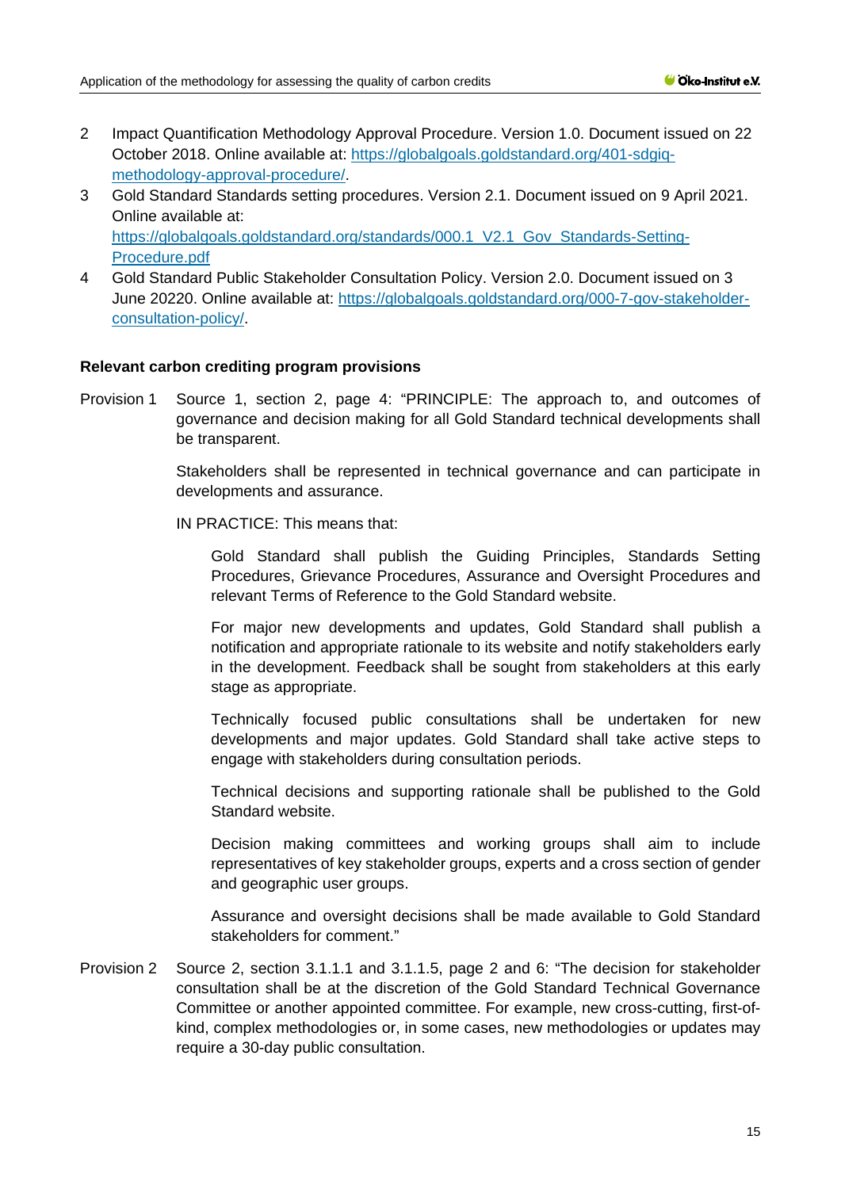2 Impact Quantification Methodology Approval Procedure. Version 1.0. Document issued on 22 October 2018. Online available at: https://globalgoals.goldstandard.org/401-sdgiq-methodology-approval-procedure/.

3 Gold Standard Standards setting procedures. Version 2.1. Document issued on 9 April 2021. Online available at: https://globalgoals.goldstandard.org/standards/000.1_V2.1_Gov_Standards-Setting-Procedure.pdf

4 Gold Standard Public Stakeholder Consultation Policy. Version 2.0. Document issued on 3 June 20220. Online available at: https://globalgoals.goldstandard.org/000-7-gov-stakeholder-consultation-policy/.

**Relevant carbon crediting program provisions**

Provision 1 Source 1, section 2, page 4: "PRINCIPLE: The approach to, and outcomes of governance and decision making for all Gold Standard technical developments shall be transparent.

Stakeholders shall be represented in technical governance and can participate in developments and assurance.

IN PRACTICE: This means that:

> Gold Standard shall publish the Guiding Principles, Standards Setting Procedures, Grievance Procedures, Assurance and Oversight Procedures and relevant Terms of Reference to the Gold Standard website.
>
> For major new developments and updates, Gold Standard shall publish a notification and appropriate rationale to its website and notify stakeholders early in the development. Feedback shall be sought from stakeholders at this early stage as appropriate.
>
> Technically focused public consultations shall be undertaken for new developments and major updates. Gold Standard shall take active steps to engage with stakeholders during consultation periods.
>
> Technical decisions and supporting rationale shall be published to the Gold Standard website.
>
> Decision making committees and working groups shall aim to include representatives of key stakeholder groups, experts and a cross section of gender and geographic user groups.
>
> Assurance and oversight decisions shall be made available to Gold Standard stakeholders for comment."

Provision 2 Source 2, section 3.1.1.1 and 3.1.1.5, page 2 and 6: "The decision for stakeholder consultation shall be at the discretion of the Gold Standard Technical Governance Committee or another appointed committee. For example, new cross-cutting, first-of-kind, complex methodologies or, in some cases, new methodologies or updates may require a 30-day public consultation.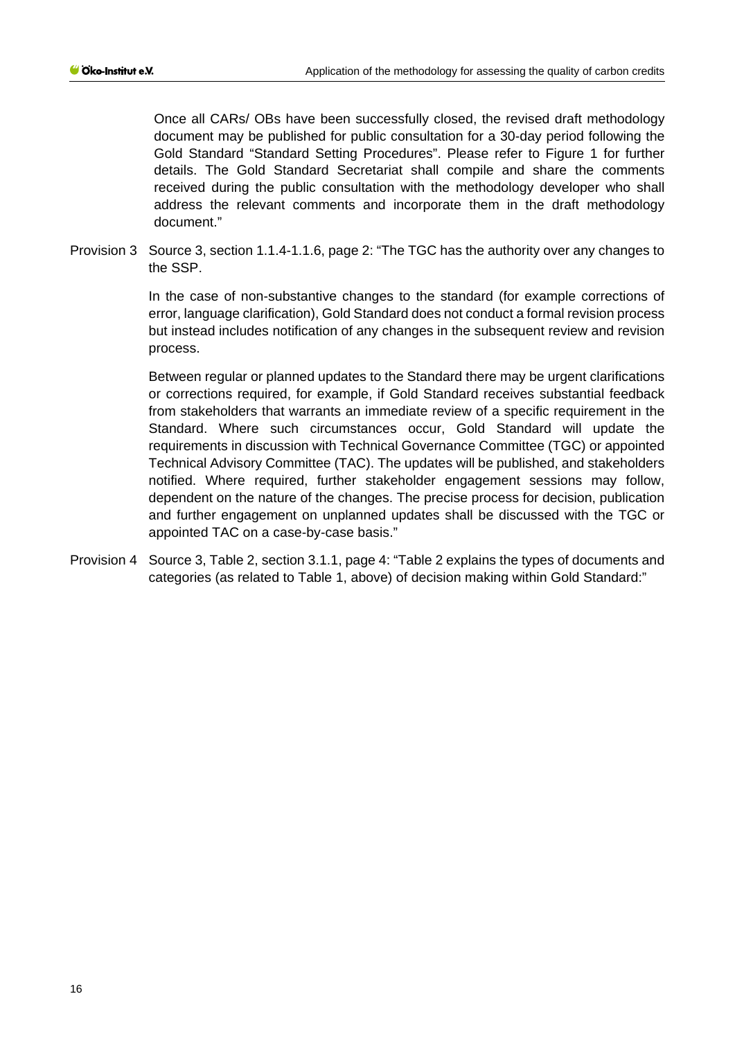Once all CARs/ OBs have been successfully closed, the revised draft methodology document may be published for public consultation for a 30-day period following the Gold Standard "Standard Setting Procedures". Please refer to Figure 1 for further details. The Gold Standard Secretariat shall compile and share the comments received during the public consultation with the methodology developer who shall address the relevant comments and incorporate them in the draft methodology document."

Provision 3 Source 3, section 1.1.4-1.1.6, page 2: "The TGC has the authority over any changes to the SSP.

In the case of non-substantive changes to the standard (for example corrections of error, language clarification), Gold Standard does not conduct a formal revision process but instead includes notification of any changes in the subsequent review and revision process.

Between regular or planned updates to the Standard there may be urgent clarifications or corrections required, for example, if Gold Standard receives substantial feedback from stakeholders that warrants an immediate review of a specific requirement in the Standard. Where such circumstances occur, Gold Standard will update the requirements in discussion with Technical Governance Committee (TGC) or appointed Technical Advisory Committee (TAC). The updates will be published, and stakeholders notified. Where required, further stakeholder engagement sessions may follow, dependent on the nature of the changes. The precise process for decision, publication and further engagement on unplanned updates shall be discussed with the TGC or appointed TAC on a case-by-case basis."

Provision 4 Source 3, Table 2, section 3.1.1, page 4: "Table 2 explains the types of documents and categories (as related to Table 1, above) of decision making within Gold Standard:"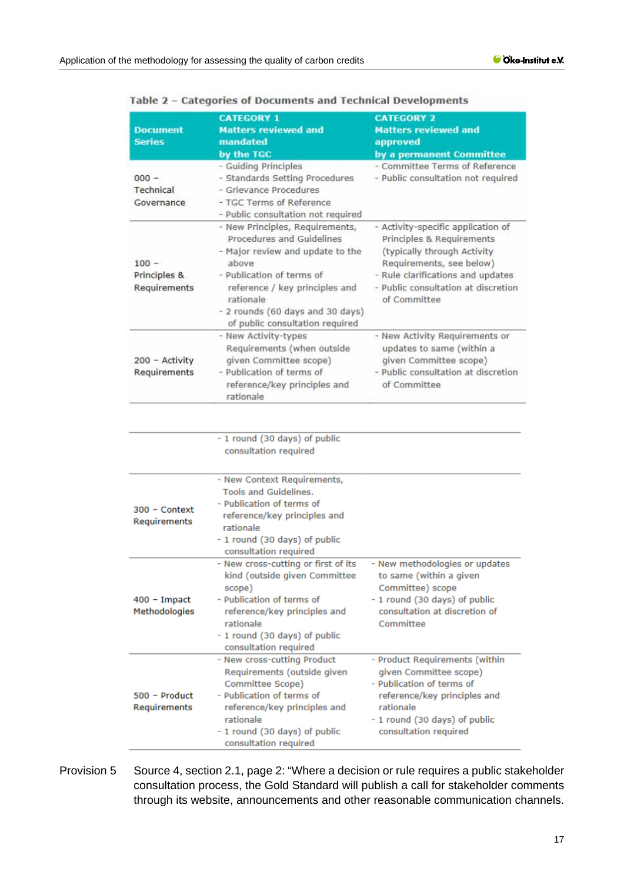**Table 2 – Categories of Documents and Technical Developments**

| Document Series | CATEGORY 1 Matters reviewed and mandated by the TGC | CATEGORY 2 Matters reviewed and approved by a permanent Committee |
| --- | --- | --- |
| 000 – Technical Governance | - Guiding Principles<br>- Standards Setting Procedures<br>- Grievance Procedures<br>- TGC Terms of Reference<br>- Public consultation not required | - Committee Terms of Reference<br>- Public consultation not required |
| 100 – Principles & Requirements | - New Principles, Requirements, Procedures and Guidelines<br>- Major review and update to the above<br>- Publication of terms of reference / key principles and rationale<br>- 2 rounds (60 days and 30 days) of public consultation required | - Activity-specific application of Principles & Requirements (typically through Activity Requirements, see below)<br>- Rule clarifications and updates<br>- Public consultation at discretion of Committee |
| 200 – Activity Requirements | - New Activity-types Requirements (when outside given Committee scope)<br>- Publication of terms of reference/key principles and rationale<br>- 1 round (30 days) of public consultation required | - New Activity Requirements or updates to same (within a given Committee scope)<br>- Public consultation at discretion of Committee |
| 300 – Context Requirements | - New Context Requirements, Tools and Guidelines.<br>- Publication of terms of reference/key principles and rationale<br>- 1 round (30 days) of public consultation required | |
| 400 – Impact Methodologies | - New cross-cutting or first of its kind (outside given Committee scope)<br>- Publication of terms of reference/key principles and rationale<br>- 1 round (30 days) of public consultation required | - New methodologies or updates to same (within a given Committee) scope<br>- 1 round (30 days) of public consultation at discretion of Committee |
| 500 – Product Requirements | - New cross-cutting Product Requirements (outside given Committee Scope)<br>- Publication of terms of reference/key principles and rationale<br>- 1 round (30 days) of public consultation required | - Product Requirements (within given Committee scope)<br>- Publication of terms of reference/key principles and rationale<br>- 1 round (30 days) of public consultation required |

Provision 5 Source 4, section 2.1, page 2: "Where a decision or rule requires a public stakeholder consultation process, the Gold Standard will publish a call for stakeholder comments through its website, announcements and other reasonable communication channels.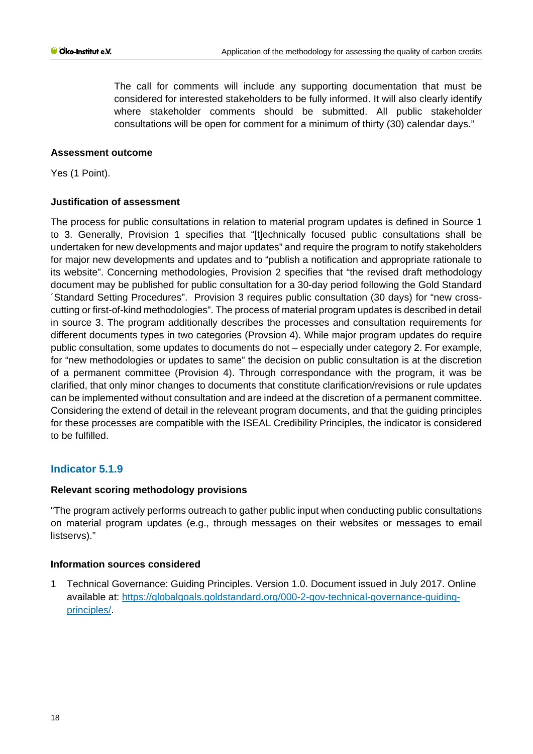The call for comments will include any supporting documentation that must be considered for interested stakeholders to be fully informed. It will also clearly identify where stakeholder comments should be submitted. All public stakeholder consultations will be open for comment for a minimum of thirty (30) calendar days."

**Assessment outcome**

Yes (1 Point).

**Justification of assessment**

The process for public consultations in relation to material program updates is defined in Source 1 to 3. Generally, Provision 1 specifies that "[t]echnically focused public consultations shall be undertaken for new developments and major updates" and require the program to notify stakeholders for major new developments and updates and to "publish a notification and appropriate rationale to its website". Concerning methodologies, Provision 2 specifies that "the revised draft methodology document may be published for public consultation for a 30-day period following the Gold Standard ´Standard Setting Procedures". Provision 3 requires public consultation (30 days) for "new cross-cutting or first-of-kind methodologies". The process of material program updates is described in detail in source 3. The program additionally describes the processes and consultation requirements for different documents types in two categories (Provsion 4). While major program updates do require public consultation, some updates to documents do not – especially under category 2. For example, for "new methodologies or updates to same" the decision on public consultation is at the discretion of a permanent committee (Provision 4). Through correspondance with the program, it was be clarified, that only minor changes to documents that constitute clarification/revisions or rule updates can be implemented without consultation and are indeed at the discretion of a permanent committee. Considering the extend of detail in the releveant program documents, and that the guiding principles for these processes are compatible with the ISEAL Credibility Principles, the indicator is considered to be fulfilled.

## Indicator 5.1.9

**Relevant scoring methodology provisions**

"The program actively performs outreach to gather public input when conducting public consultations on material program updates (e.g., through messages on their websites or messages to email listservs)."

**Information sources considered**

1 Technical Governance: Guiding Principles. Version 1.0. Document issued in July 2017. Online available at: https://globalgoals.goldstandard.org/000-2-gov-technical-governance-guiding-principles/.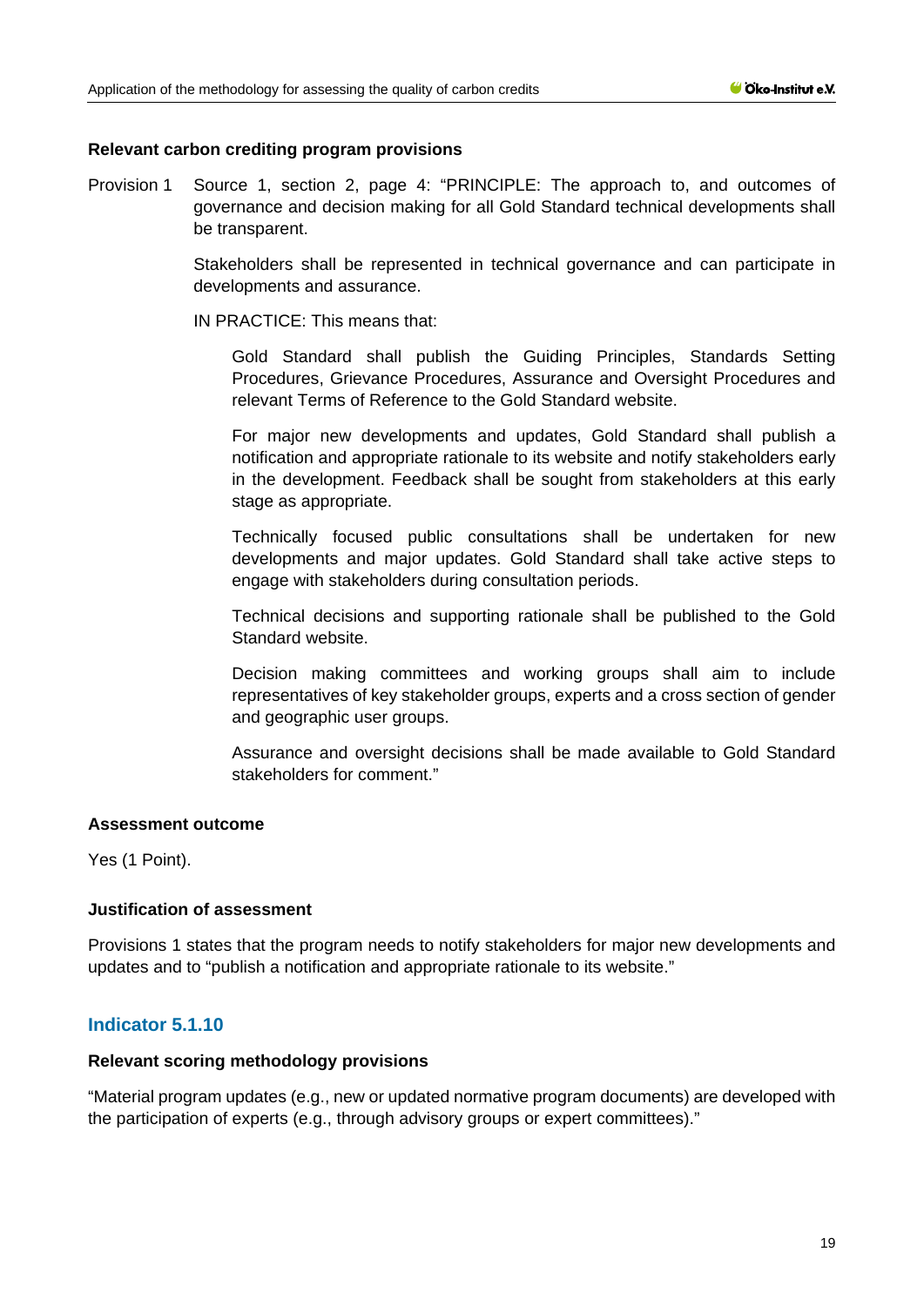**Relevant carbon crediting program provisions**

Provision 1 Source 1, section 2, page 4: "PRINCIPLE: The approach to, and outcomes of governance and decision making for all Gold Standard technical developments shall be transparent.

Stakeholders shall be represented in technical governance and can participate in developments and assurance.

IN PRACTICE: This means that:

Gold Standard shall publish the Guiding Principles, Standards Setting Procedures, Grievance Procedures, Assurance and Oversight Procedures and relevant Terms of Reference to the Gold Standard website.

For major new developments and updates, Gold Standard shall publish a notification and appropriate rationale to its website and notify stakeholders early in the development. Feedback shall be sought from stakeholders at this early stage as appropriate.

Technically focused public consultations shall be undertaken for new developments and major updates. Gold Standard shall take active steps to engage with stakeholders during consultation periods.

Technical decisions and supporting rationale shall be published to the Gold Standard website.

Decision making committees and working groups shall aim to include representatives of key stakeholder groups, experts and a cross section of gender and geographic user groups.

Assurance and oversight decisions shall be made available to Gold Standard stakeholders for comment."

**Assessment outcome**

Yes (1 Point).

**Justification of assessment**

Provisions 1 states that the program needs to notify stakeholders for major new developments and updates and to "publish a notification and appropriate rationale to its website."

## Indicator 5.1.10

**Relevant scoring methodology provisions**

"Material program updates (e.g., new or updated normative program documents) are developed with the participation of experts (e.g., through advisory groups or expert committees)."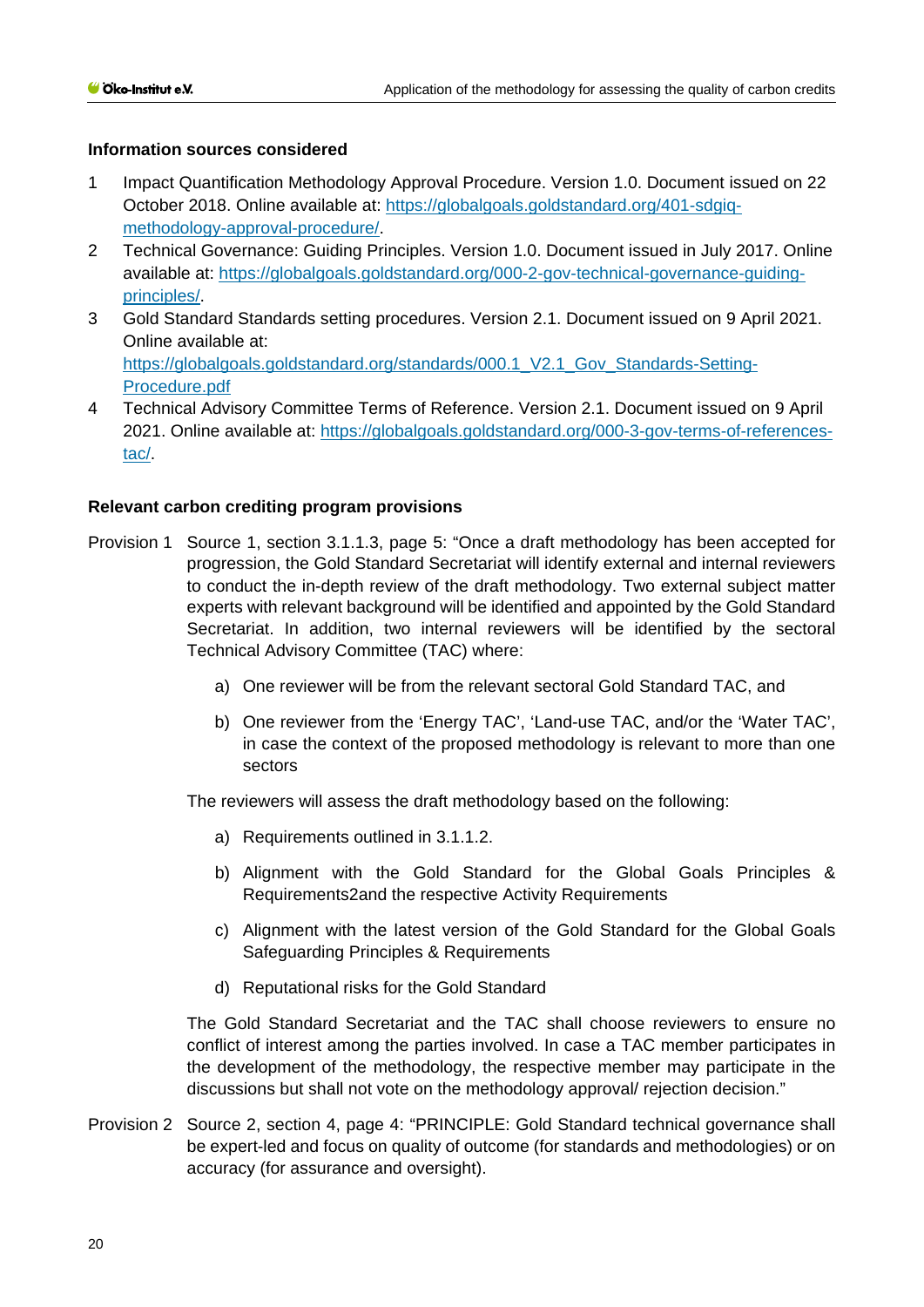**Information sources considered**

1 Impact Quantification Methodology Approval Procedure. Version 1.0. Document issued on 22 October 2018. Online available at: https://globalgoals.goldstandard.org/401-sdgiq-methodology-approval-procedure/.

2 Technical Governance: Guiding Principles. Version 1.0. Document issued in July 2017. Online available at: https://globalgoals.goldstandard.org/000-2-gov-technical-governance-guiding-principles/.

3 Gold Standard Standards setting procedures. Version 2.1. Document issued on 9 April 2021. Online available at: https://globalgoals.goldstandard.org/standards/000.1_V2.1_Gov_Standards-Setting-Procedure.pdf

4 Technical Advisory Committee Terms of Reference. Version 2.1. Document issued on 9 April 2021. Online available at: https://globalgoals.goldstandard.org/000-3-gov-terms-of-references-tac/.

**Relevant carbon crediting program provisions**

Provision 1 Source 1, section 3.1.1.3, page 5: "Once a draft methodology has been accepted for progression, the Gold Standard Secretariat will identify external and internal reviewers to conduct the in-depth review of the draft methodology. Two external subject matter experts with relevant background will be identified and appointed by the Gold Standard Secretariat. In addition, two internal reviewers will be identified by the sectoral Technical Advisory Committee (TAC) where:

a) One reviewer will be from the relevant sectoral Gold Standard TAC, and

b) One reviewer from the 'Energy TAC', 'Land-use TAC, and/or the 'Water TAC', in case the context of the proposed methodology is relevant to more than one sectors

The reviewers will assess the draft methodology based on the following:

a) Requirements outlined in 3.1.1.2.

b) Alignment with the Gold Standard for the Global Goals Principles & Requirements2and the respective Activity Requirements

c) Alignment with the latest version of the Gold Standard for the Global Goals Safeguarding Principles & Requirements

d) Reputational risks for the Gold Standard

The Gold Standard Secretariat and the TAC shall choose reviewers to ensure no conflict of interest among the parties involved. In case a TAC member participates in the development of the methodology, the respective member may participate in the discussions but shall not vote on the methodology approval/ rejection decision."

Provision 2 Source 2, section 4, page 4: "PRINCIPLE: Gold Standard technical governance shall be expert-led and focus on quality of outcome (for standards and methodologies) or on accuracy (for assurance and oversight).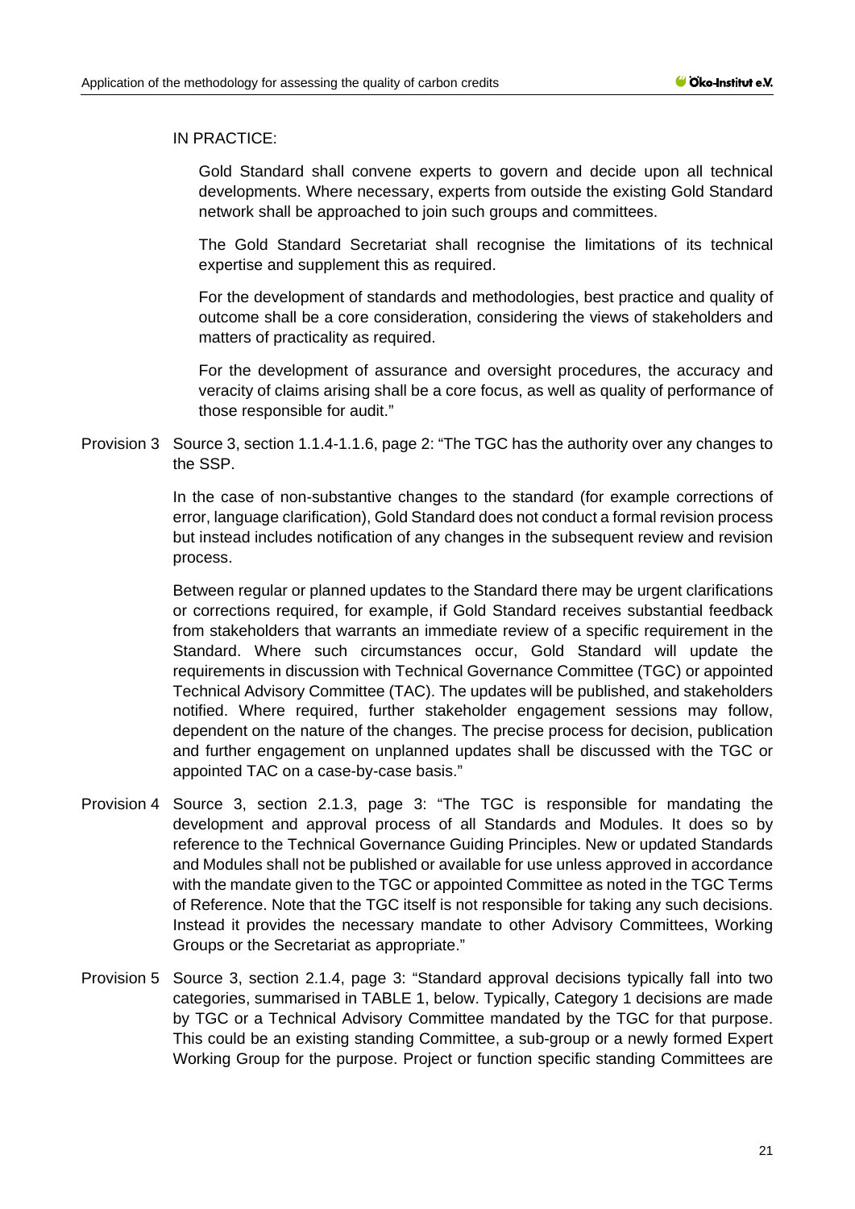IN PRACTICE:

Gold Standard shall convene experts to govern and decide upon all technical developments. Where necessary, experts from outside the existing Gold Standard network shall be approached to join such groups and committees.

The Gold Standard Secretariat shall recognise the limitations of its technical expertise and supplement this as required.

For the development of standards and methodologies, best practice and quality of outcome shall be a core consideration, considering the views of stakeholders and matters of practicality as required.

For the development of assurance and oversight procedures, the accuracy and veracity of claims arising shall be a core focus, as well as quality of performance of those responsible for audit."

Provision 3 Source 3, section 1.1.4-1.1.6, page 2: "The TGC has the authority over any changes to the SSP.

In the case of non-substantive changes to the standard (for example corrections of error, language clarification), Gold Standard does not conduct a formal revision process but instead includes notification of any changes in the subsequent review and revision process.

Between regular or planned updates to the Standard there may be urgent clarifications or corrections required, for example, if Gold Standard receives substantial feedback from stakeholders that warrants an immediate review of a specific requirement in the Standard. Where such circumstances occur, Gold Standard will update the requirements in discussion with Technical Governance Committee (TGC) or appointed Technical Advisory Committee (TAC). The updates will be published, and stakeholders notified. Where required, further stakeholder engagement sessions may follow, dependent on the nature of the changes. The precise process for decision, publication and further engagement on unplanned updates shall be discussed with the TGC or appointed TAC on a case-by-case basis."

Provision 4 Source 3, section 2.1.3, page 3: "The TGC is responsible for mandating the development and approval process of all Standards and Modules. It does so by reference to the Technical Governance Guiding Principles. New or updated Standards and Modules shall not be published or available for use unless approved in accordance with the mandate given to the TGC or appointed Committee as noted in the TGC Terms of Reference. Note that the TGC itself is not responsible for taking any such decisions. Instead it provides the necessary mandate to other Advisory Committees, Working Groups or the Secretariat as appropriate."

Provision 5 Source 3, section 2.1.4, page 3: "Standard approval decisions typically fall into two categories, summarised in TABLE 1, below. Typically, Category 1 decisions are made by TGC or a Technical Advisory Committee mandated by the TGC for that purpose. This could be an existing standing Committee, a sub-group or a newly formed Expert Working Group for the purpose. Project or function specific standing Committees are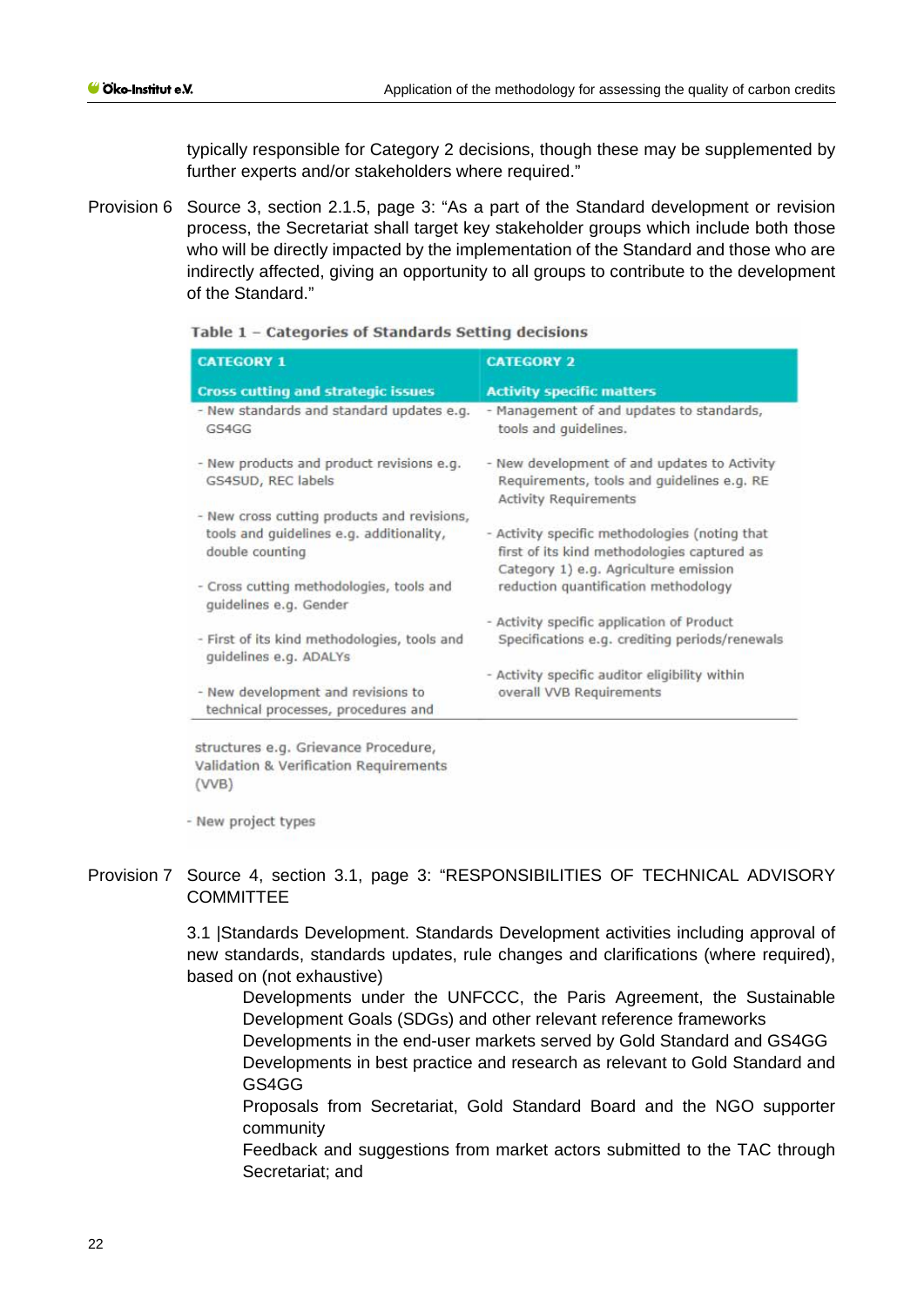typically responsible for Category 2 decisions, though these may be supplemented by further experts and/or stakeholders where required."

Provision 6 Source 3, section 2.1.5, page 3: "As a part of the Standard development or revision process, the Secretariat shall target key stakeholder groups which include both those who will be directly impacted by the implementation of the Standard and those who are indirectly affected, giving an opportunity to all groups to contribute to the development of the Standard."

**Table 1 – Categories of Standards Setting decisions**

| CATEGORY 1<br>Cross cutting and strategic issues | CATEGORY 2<br>Activity specific matters |
|---|---|
| - New standards and standard updates e.g. GS4GG | - Management of and updates to standards, tools and guidelines. |
| - New products and product revisions e.g. GS4SUD, REC labels | - New development of and updates to Activity Requirements, tools and guidelines e.g. RE Activity Requirements |
| - New cross cutting products and revisions, tools and guidelines e.g. additionality, double counting | - Activity specific methodologies (noting that first of its kind methodologies captured as Category 1) e.g. Agriculture emission reduction quantification methodology |
| - Cross cutting methodologies, tools and guidelines e.g. Gender | - Activity specific application of Product Specifications e.g. crediting periods/renewals |
| - First of its kind methodologies, tools and guidelines e.g. ADALYs | - Activity specific auditor eligibility within overall VVB Requirements |
| - New development and revisions to technical processes, procedures and structures e.g. Grievance Procedure, Validation & Verification Requirements (VVB) | |
| - New project types | |

Provision 7 Source 4, section 3.1, page 3: "RESPONSIBILITIES OF TECHNICAL ADVISORY COMMITTEE

3.1 |Standards Development. Standards Development activities including approval of new standards, standards updates, rule changes and clarifications (where required), based on (not exhaustive)

Developments under the UNFCCC, the Paris Agreement, the Sustainable Development Goals (SDGs) and other relevant reference frameworks

Developments in the end-user markets served by Gold Standard and GS4GG

Developments in best practice and research as relevant to Gold Standard and GS4GG

Proposals from Secretariat, Gold Standard Board and the NGO supporter community

Feedback and suggestions from market actors submitted to the TAC through Secretariat; and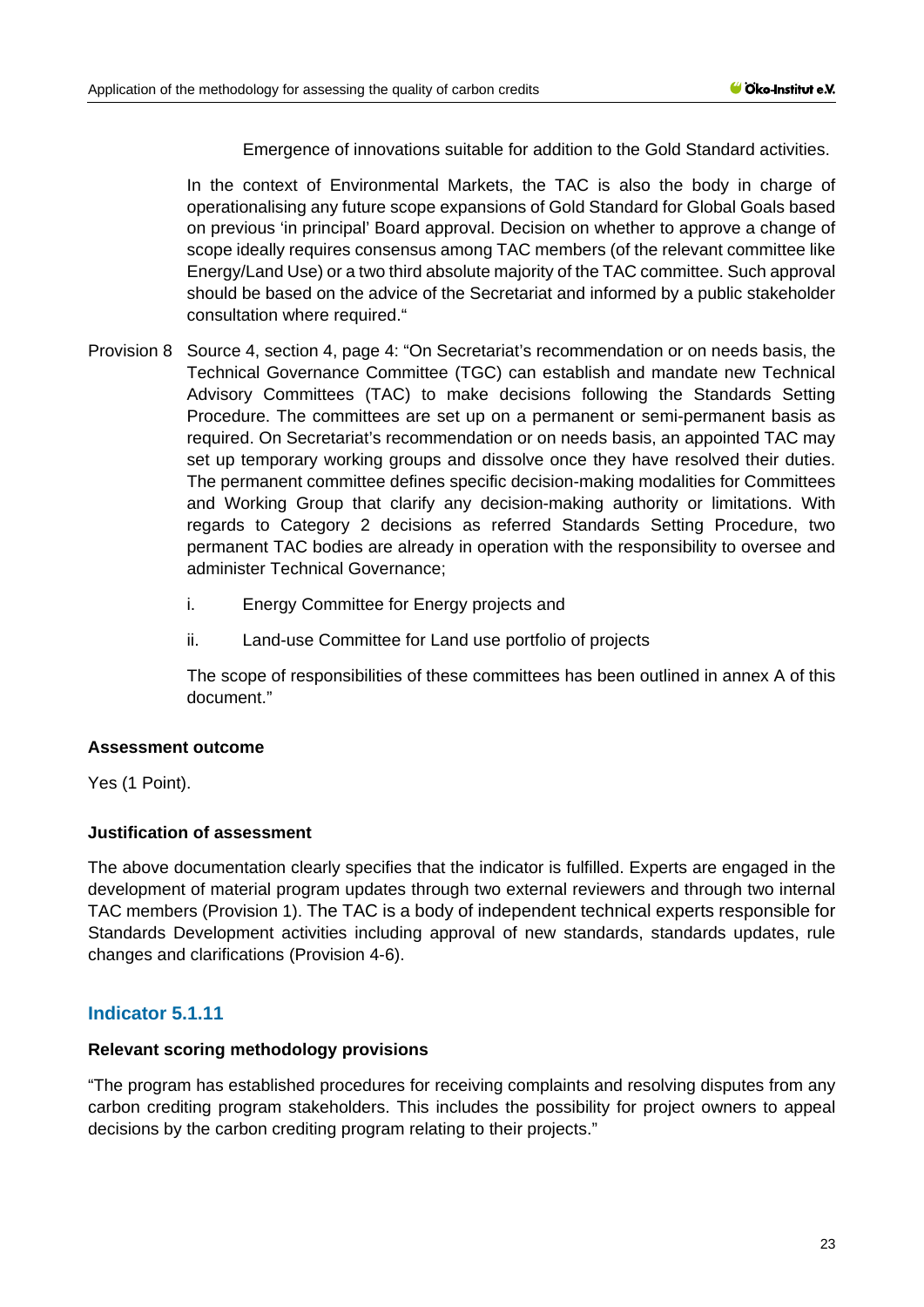Emergence of innovations suitable for addition to the Gold Standard activities.

In the context of Environmental Markets, the TAC is also the body in charge of operationalising any future scope expansions of Gold Standard for Global Goals based on previous 'in principal' Board approval. Decision on whether to approve a change of scope ideally requires consensus among TAC members (of the relevant committee like Energy/Land Use) or a two third absolute majority of the TAC committee. Such approval should be based on the advice of the Secretariat and informed by a public stakeholder consultation where required."

Provision 8 Source 4, section 4, page 4: "On Secretariat's recommendation or on needs basis, the Technical Governance Committee (TGC) can establish and mandate new Technical Advisory Committees (TAC) to make decisions following the Standards Setting Procedure. The committees are set up on a permanent or semi-permanent basis as required. On Secretariat's recommendation or on needs basis, an appointed TAC may set up temporary working groups and dissolve once they have resolved their duties. The permanent committee defines specific decision-making modalities for Committees and Working Group that clarify any decision-making authority or limitations. With regards to Category 2 decisions as referred Standards Setting Procedure, two permanent TAC bodies are already in operation with the responsibility to oversee and administer Technical Governance;

i. Energy Committee for Energy projects and

ii. Land-use Committee for Land use portfolio of projects

The scope of responsibilities of these committees has been outlined in annex A of this document."

**Assessment outcome**

Yes (1 Point).

**Justification of assessment**

The above documentation clearly specifies that the indicator is fulfilled. Experts are engaged in the development of material program updates through two external reviewers and through two internal TAC members (Provision 1). The TAC is a body of independent technical experts responsible for Standards Development activities including approval of new standards, standards updates, rule changes and clarifications (Provision 4-6).

## Indicator 5.1.11

**Relevant scoring methodology provisions**

"The program has established procedures for receiving complaints and resolving disputes from any carbon crediting program stakeholders. This includes the possibility for project owners to appeal decisions by the carbon crediting program relating to their projects."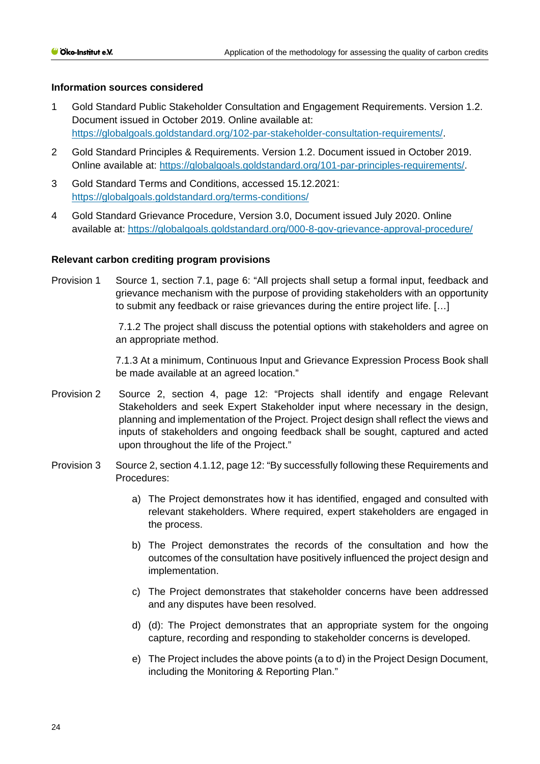**Information sources considered**

1. Gold Standard Public Stakeholder Consultation and Engagement Requirements. Version 1.2. Document issued in October 2019. Online available at: https://globalgoals.goldstandard.org/102-par-stakeholder-consultation-requirements/.
2. Gold Standard Principles & Requirements. Version 1.2. Document issued in October 2019. Online available at: https://globalgoals.goldstandard.org/101-par-principles-requirements/.
3. Gold Standard Terms and Conditions, accessed 15.12.2021: https://globalgoals.goldstandard.org/terms-conditions/
4. Gold Standard Grievance Procedure, Version 3.0, Document issued July 2020. Online available at: https://globalgoals.goldstandard.org/000-8-gov-grievance-approval-procedure/

**Relevant carbon crediting program provisions**

Provision 1 Source 1, section 7.1, page 6: "All projects shall setup a formal input, feedback and grievance mechanism with the purpose of providing stakeholders with an opportunity to submit any feedback or raise grievances during the entire project life. […]

7.1.2 The project shall discuss the potential options with stakeholders and agree on an appropriate method.

7.1.3 At a minimum, Continuous Input and Grievance Expression Process Book shall be made available at an agreed location."

Provision 2 Source 2, section 4, page 12: "Projects shall identify and engage Relevant Stakeholders and seek Expert Stakeholder input where necessary in the design, planning and implementation of the Project. Project design shall reflect the views and inputs of stakeholders and ongoing feedback shall be sought, captured and acted upon throughout the life of the Project."

Provision 3 Source 2, section 4.1.12, page 12: "By successfully following these Requirements and Procedures:

a) The Project demonstrates how it has identified, engaged and consulted with relevant stakeholders. Where required, expert stakeholders are engaged in the process.

b) The Project demonstrates the records of the consultation and how the outcomes of the consultation have positively influenced the project design and implementation.

c) The Project demonstrates that stakeholder concerns have been addressed and any disputes have been resolved.

d) (d): The Project demonstrates that an appropriate system for the ongoing capture, recording and responding to stakeholder concerns is developed.

e) The Project includes the above points (a to d) in the Project Design Document, including the Monitoring & Reporting Plan."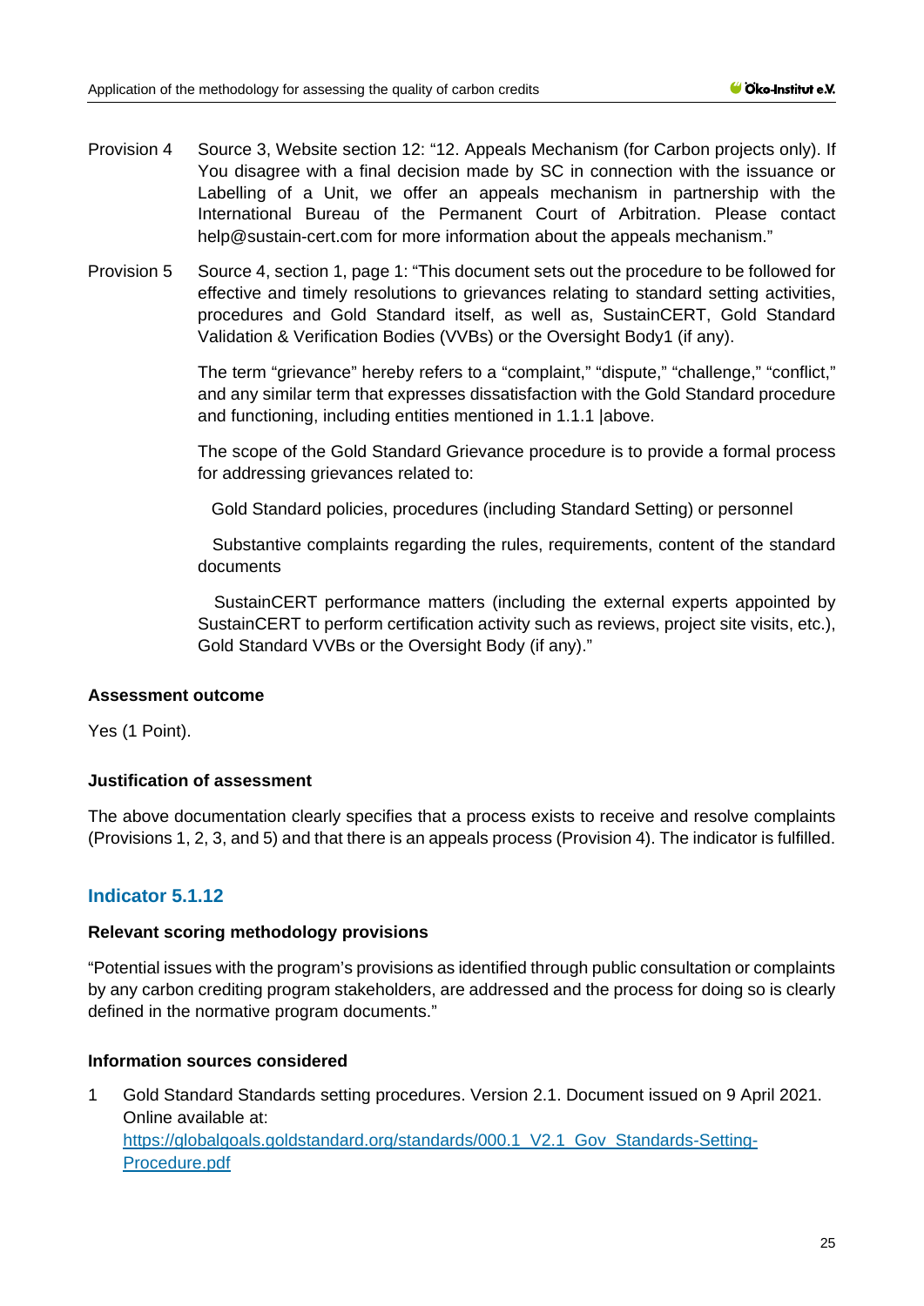Provision 4 Source 3, Website section 12: "12. Appeals Mechanism (for Carbon projects only). If You disagree with a final decision made by SC in connection with the issuance or Labelling of a Unit, we offer an appeals mechanism in partnership with the International Bureau of the Permanent Court of Arbitration. Please contact help@sustain-cert.com for more information about the appeals mechanism."

Provision 5 Source 4, section 1, page 1: "This document sets out the procedure to be followed for effective and timely resolutions to grievances relating to standard setting activities, procedures and Gold Standard itself, as well as, SustainCERT, Gold Standard Validation & Verification Bodies (VVBs) or the Oversight Body1 (if any).

The term "grievance" hereby refers to a "complaint," "dispute," "challenge," "conflict," and any similar term that expresses dissatisfaction with the Gold Standard procedure and functioning, including entities mentioned in 1.1.1 |above.

The scope of the Gold Standard Grievance procedure is to provide a formal process for addressing grievances related to:

Gold Standard policies, procedures (including Standard Setting) or personnel

Substantive complaints regarding the rules, requirements, content of the standard documents

SustainCERT performance matters (including the external experts appointed by SustainCERT to perform certification activity such as reviews, project site visits, etc.), Gold Standard VVBs or the Oversight Body (if any)."

**Assessment outcome**

Yes (1 Point).

**Justification of assessment**

The above documentation clearly specifies that a process exists to receive and resolve complaints (Provisions 1, 2, 3, and 5) and that there is an appeals process (Provision 4). The indicator is fulfilled.

## Indicator 5.1.12

**Relevant scoring methodology provisions**

"Potential issues with the program's provisions as identified through public consultation or complaints by any carbon crediting program stakeholders, are addressed and the process for doing so is clearly defined in the normative program documents."

**Information sources considered**

1. Gold Standard Standards setting procedures. Version 2.1. Document issued on 9 April 2021. Online available at: https://globalgoals.goldstandard.org/standards/000.1_V2.1_Gov_Standards-Setting-Procedure.pdf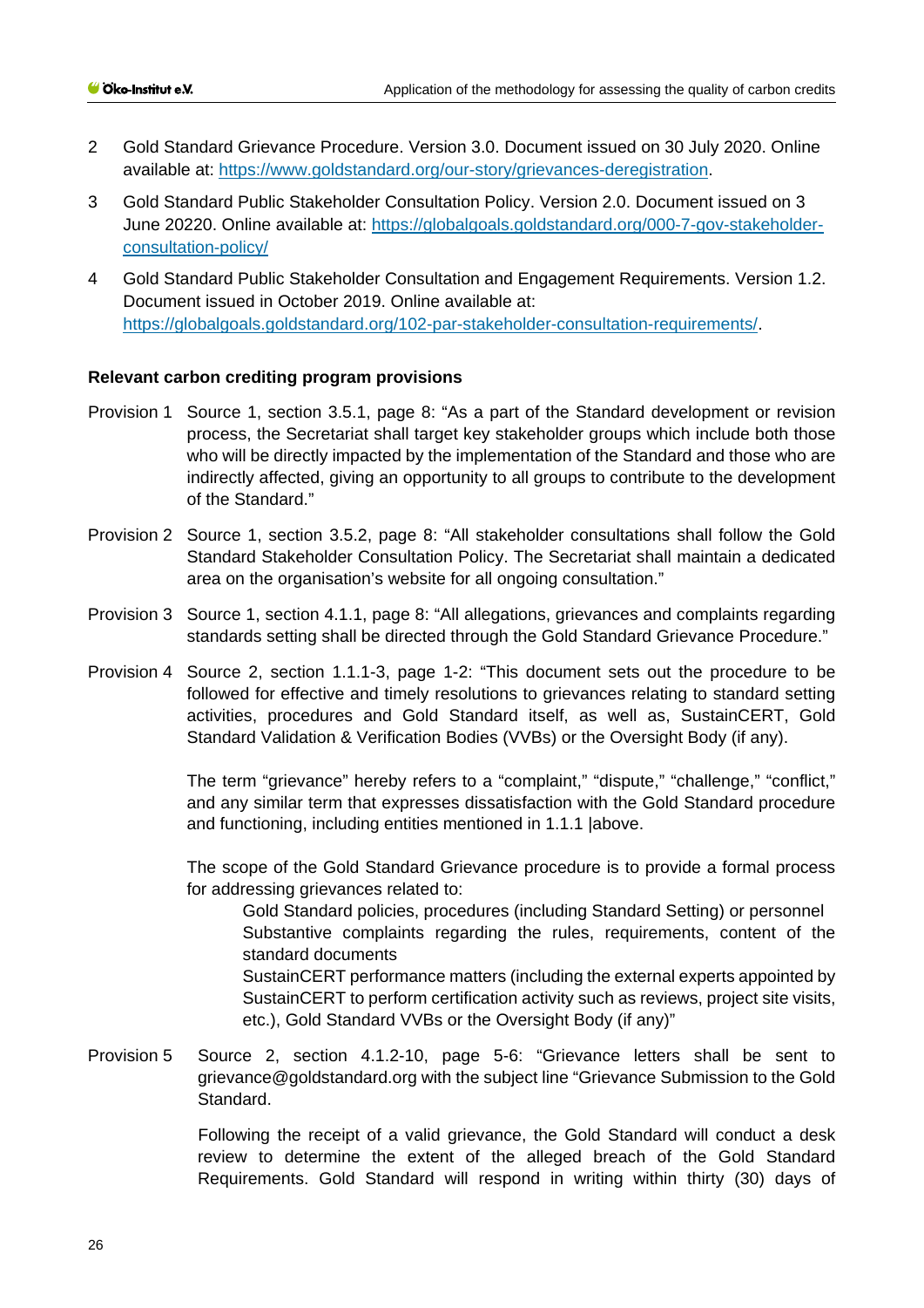2 Gold Standard Grievance Procedure. Version 3.0. Document issued on 30 July 2020. Online available at: https://www.goldstandard.org/our-story/grievances-deregistration.

3 Gold Standard Public Stakeholder Consultation Policy. Version 2.0. Document issued on 3 June 20220. Online available at: https://globalgoals.goldstandard.org/000-7-gov-stakeholder-consultation-policy/

4 Gold Standard Public Stakeholder Consultation and Engagement Requirements. Version 1.2. Document issued in October 2019. Online available at: https://globalgoals.goldstandard.org/102-par-stakeholder-consultation-requirements/.

### Relevant carbon crediting program provisions

Provision 1 Source 1, section 3.5.1, page 8: "As a part of the Standard development or revision process, the Secretariat shall target key stakeholder groups which include both those who will be directly impacted by the implementation of the Standard and those who are indirectly affected, giving an opportunity to all groups to contribute to the development of the Standard."

Provision 2 Source 1, section 3.5.2, page 8: "All stakeholder consultations shall follow the Gold Standard Stakeholder Consultation Policy. The Secretariat shall maintain a dedicated area on the organisation's website for all ongoing consultation."

Provision 3 Source 1, section 4.1.1, page 8: "All allegations, grievances and complaints regarding standards setting shall be directed through the Gold Standard Grievance Procedure."

Provision 4 Source 2, section 1.1.1-3, page 1-2: "This document sets out the procedure to be followed for effective and timely resolutions to grievances relating to standard setting activities, procedures and Gold Standard itself, as well as, SustainCERT, Gold Standard Validation & Verification Bodies (VVBs) or the Oversight Body (if any).

The term "grievance" hereby refers to a "complaint," "dispute," "challenge," "conflict," and any similar term that expresses dissatisfaction with the Gold Standard procedure and functioning, including entities mentioned in 1.1.1 |above.

The scope of the Gold Standard Grievance procedure is to provide a formal process for addressing grievances related to:

Gold Standard policies, procedures (including Standard Setting) or personnel

Substantive complaints regarding the rules, requirements, content of the standard documents

SustainCERT performance matters (including the external experts appointed by SustainCERT to perform certification activity such as reviews, project site visits, etc.), Gold Standard VVBs or the Oversight Body (if any)"

Provision 5 Source 2, section 4.1.2-10, page 5-6: "Grievance letters shall be sent to grievance@goldstandard.org with the subject line "Grievance Submission to the Gold Standard.

Following the receipt of a valid grievance, the Gold Standard will conduct a desk review to determine the extent of the alleged breach of the Gold Standard Requirements. Gold Standard will respond in writing within thirty (30) days of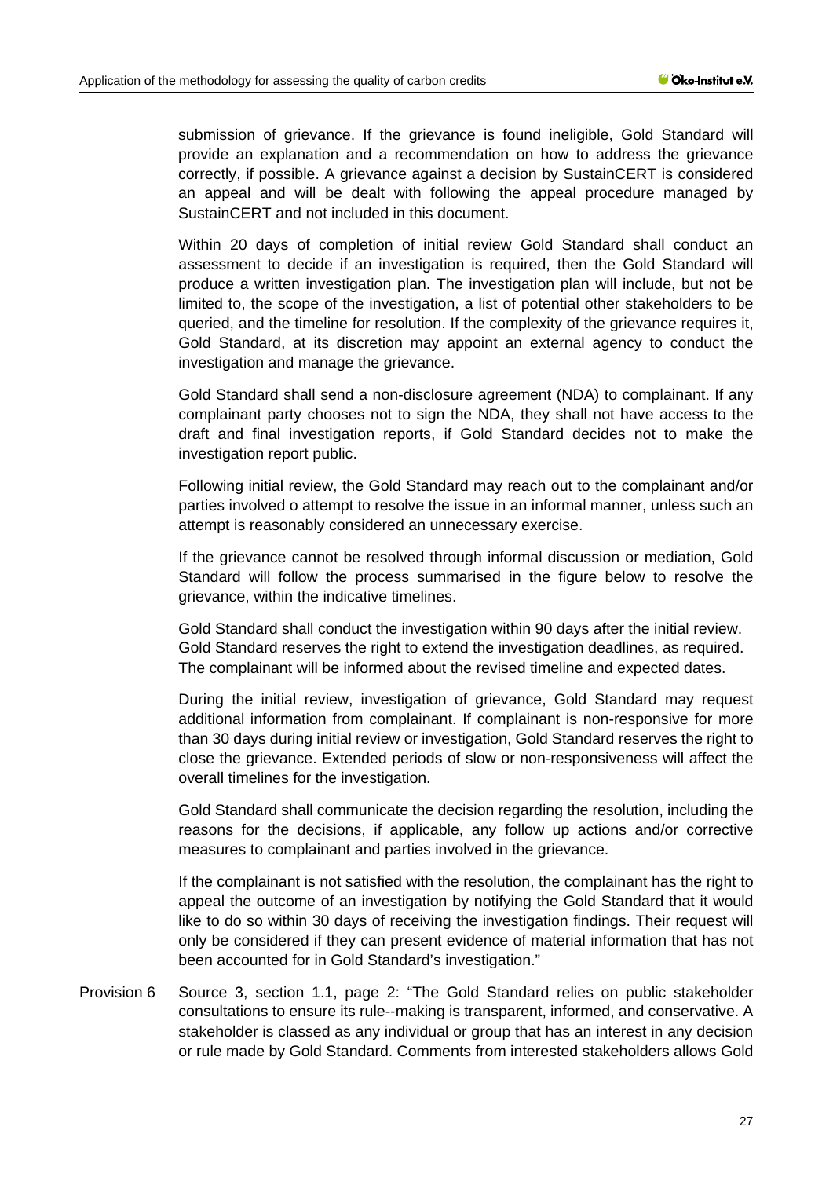submission of grievance. If the grievance is found ineligible, Gold Standard will provide an explanation and a recommendation on how to address the grievance correctly, if possible. A grievance against a decision by SustainCERT is considered an appeal and will be dealt with following the appeal procedure managed by SustainCERT and not included in this document.

Within 20 days of completion of initial review Gold Standard shall conduct an assessment to decide if an investigation is required, then the Gold Standard will produce a written investigation plan. The investigation plan will include, but not be limited to, the scope of the investigation, a list of potential other stakeholders to be queried, and the timeline for resolution. If the complexity of the grievance requires it, Gold Standard, at its discretion may appoint an external agency to conduct the investigation and manage the grievance.

Gold Standard shall send a non-disclosure agreement (NDA) to complainant. If any complainant party chooses not to sign the NDA, they shall not have access to the draft and final investigation reports, if Gold Standard decides not to make the investigation report public.

Following initial review, the Gold Standard may reach out to the complainant and/or parties involved o attempt to resolve the issue in an informal manner, unless such an attempt is reasonably considered an unnecessary exercise.

If the grievance cannot be resolved through informal discussion or mediation, Gold Standard will follow the process summarised in the figure below to resolve the grievance, within the indicative timelines.

Gold Standard shall conduct the investigation within 90 days after the initial review. Gold Standard reserves the right to extend the investigation deadlines, as required. The complainant will be informed about the revised timeline and expected dates.

During the initial review, investigation of grievance, Gold Standard may request additional information from complainant. If complainant is non-responsive for more than 30 days during initial review or investigation, Gold Standard reserves the right to close the grievance. Extended periods of slow or non-responsiveness will affect the overall timelines for the investigation.

Gold Standard shall communicate the decision regarding the resolution, including the reasons for the decisions, if applicable, any follow up actions and/or corrective measures to complainant and parties involved in the grievance.

If the complainant is not satisfied with the resolution, the complainant has the right to appeal the outcome of an investigation by notifying the Gold Standard that it would like to do so within 30 days of receiving the investigation findings. Their request will only be considered if they can present evidence of material information that has not been accounted for in Gold Standard's investigation."

Provision 6 Source 3, section 1.1, page 2: "The Gold Standard relies on public stakeholder consultations to ensure its rule--making is transparent, informed, and conservative. A stakeholder is classed as any individual or group that has an interest in any decision or rule made by Gold Standard. Comments from interested stakeholders allows Gold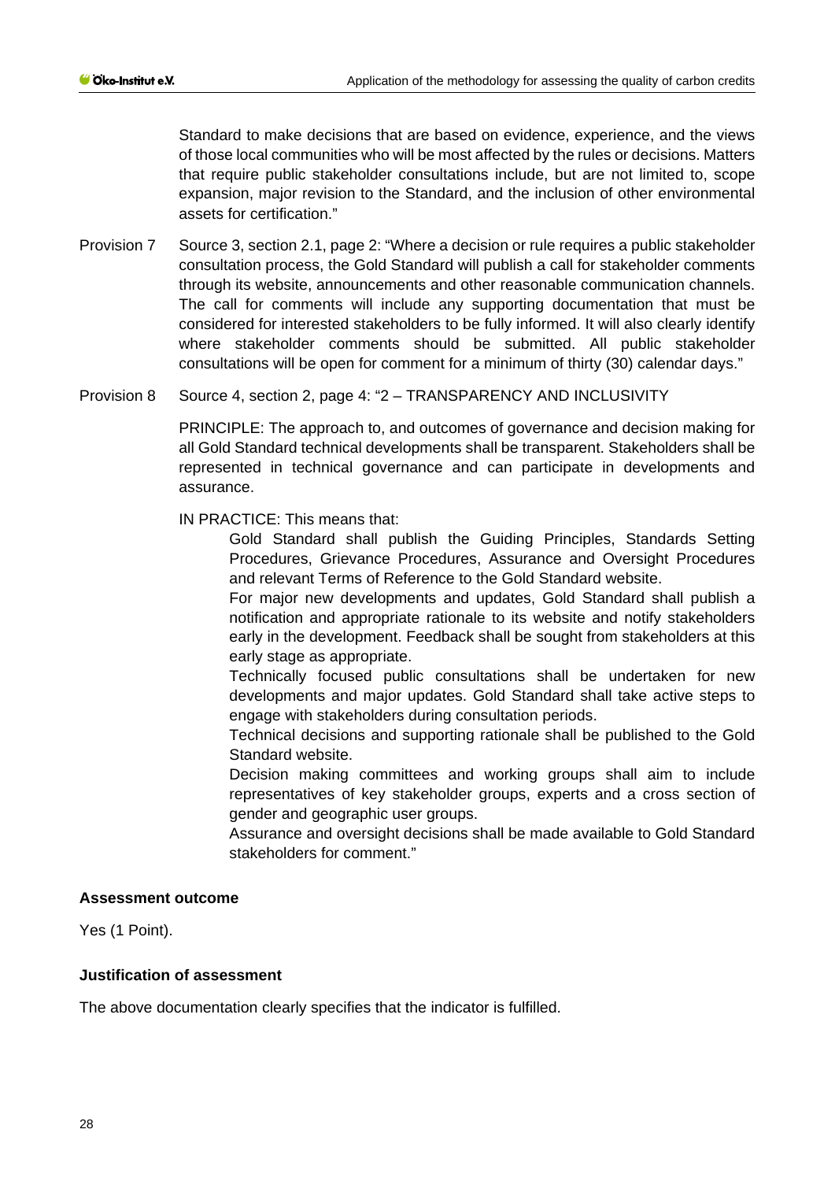Standard to make decisions that are based on evidence, experience, and the views of those local communities who will be most affected by the rules or decisions. Matters that require public stakeholder consultations include, but are not limited to, scope expansion, major revision to the Standard, and the inclusion of other environmental assets for certification."

Provision 7 Source 3, section 2.1, page 2: "Where a decision or rule requires a public stakeholder consultation process, the Gold Standard will publish a call for stakeholder comments through its website, announcements and other reasonable communication channels. The call for comments will include any supporting documentation that must be considered for interested stakeholders to be fully informed. It will also clearly identify where stakeholder comments should be submitted. All public stakeholder consultations will be open for comment for a minimum of thirty (30) calendar days."

Provision 8 Source 4, section 2, page 4: "2 – TRANSPARENCY AND INCLUSIVITY

PRINCIPLE: The approach to, and outcomes of governance and decision making for all Gold Standard technical developments shall be transparent. Stakeholders shall be represented in technical governance and can participate in developments and assurance.

IN PRACTICE: This means that:

Gold Standard shall publish the Guiding Principles, Standards Setting Procedures, Grievance Procedures, Assurance and Oversight Procedures and relevant Terms of Reference to the Gold Standard website.

For major new developments and updates, Gold Standard shall publish a notification and appropriate rationale to its website and notify stakeholders early in the development. Feedback shall be sought from stakeholders at this early stage as appropriate.

Technically focused public consultations shall be undertaken for new developments and major updates. Gold Standard shall take active steps to engage with stakeholders during consultation periods.

Technical decisions and supporting rationale shall be published to the Gold Standard website.

Decision making committees and working groups shall aim to include representatives of key stakeholder groups, experts and a cross section of gender and geographic user groups.

Assurance and oversight decisions shall be made available to Gold Standard stakeholders for comment."

**Assessment outcome**

Yes (1 Point).

**Justification of assessment**

The above documentation clearly specifies that the indicator is fulfilled.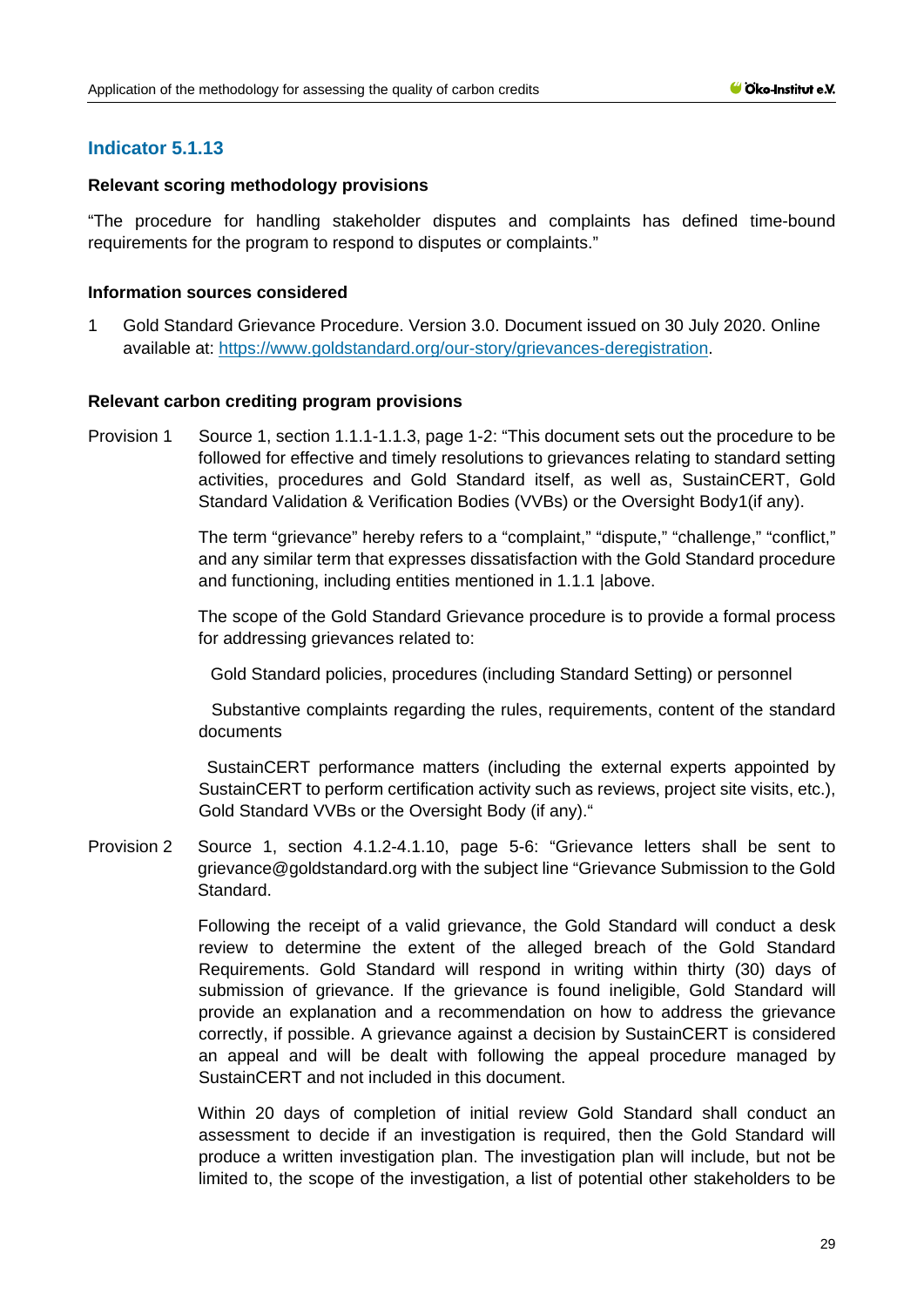## Indicator 5.1.13

### Relevant scoring methodology provisions

"The procedure for handling stakeholder disputes and complaints has defined time-bound requirements for the program to respond to disputes or complaints."

### Information sources considered

1 Gold Standard Grievance Procedure. Version 3.0. Document issued on 30 July 2020. Online available at: https://www.goldstandard.org/our-story/grievances-deregistration.

### Relevant carbon crediting program provisions

Provision 1 Source 1, section 1.1.1-1.1.3, page 1-2: "This document sets out the procedure to be followed for effective and timely resolutions to grievances relating to standard setting activities, procedures and Gold Standard itself, as well as, SustainCERT, Gold Standard Validation & Verification Bodies (VVBs) or the Oversight Body1(if any).

The term "grievance" hereby refers to a "complaint," "dispute," "challenge," "conflict," and any similar term that expresses dissatisfaction with the Gold Standard procedure and functioning, including entities mentioned in 1.1.1 |above.

The scope of the Gold Standard Grievance procedure is to provide a formal process for addressing grievances related to:

Gold Standard policies, procedures (including Standard Setting) or personnel

Substantive complaints regarding the rules, requirements, content of the standard documents

SustainCERT performance matters (including the external experts appointed by SustainCERT to perform certification activity such as reviews, project site visits, etc.), Gold Standard VVBs or the Oversight Body (if any)."

Provision 2 Source 1, section 4.1.2-4.1.10, page 5-6: "Grievance letters shall be sent to grievance@goldstandard.org with the subject line "Grievance Submission to the Gold Standard.

Following the receipt of a valid grievance, the Gold Standard will conduct a desk review to determine the extent of the alleged breach of the Gold Standard Requirements. Gold Standard will respond in writing within thirty (30) days of submission of grievance. If the grievance is found ineligible, Gold Standard will provide an explanation and a recommendation on how to address the grievance correctly, if possible. A grievance against a decision by SustainCERT is considered an appeal and will be dealt with following the appeal procedure managed by SustainCERT and not included in this document.

Within 20 days of completion of initial review Gold Standard shall conduct an assessment to decide if an investigation is required, then the Gold Standard will produce a written investigation plan. The investigation plan will include, but not be limited to, the scope of the investigation, a list of potential other stakeholders to be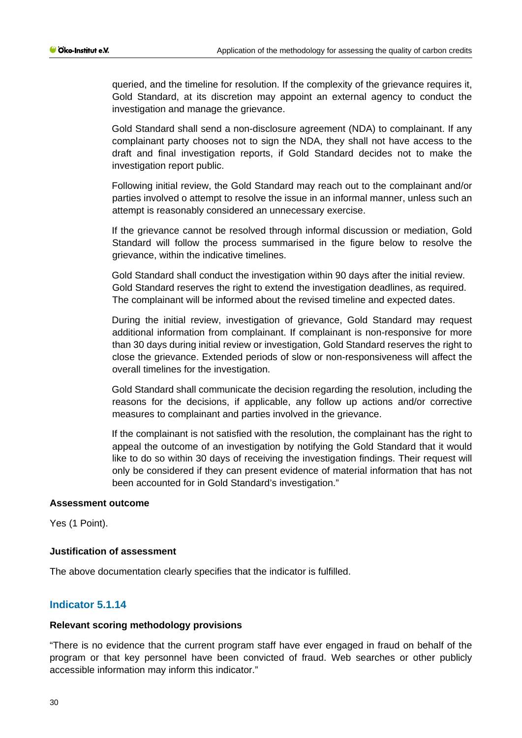queried, and the timeline for resolution. If the complexity of the grievance requires it, Gold Standard, at its discretion may appoint an external agency to conduct the investigation and manage the grievance.

Gold Standard shall send a non-disclosure agreement (NDA) to complainant. If any complainant party chooses not to sign the NDA, they shall not have access to the draft and final investigation reports, if Gold Standard decides not to make the investigation report public.

Following initial review, the Gold Standard may reach out to the complainant and/or parties involved o attempt to resolve the issue in an informal manner, unless such an attempt is reasonably considered an unnecessary exercise.

If the grievance cannot be resolved through informal discussion or mediation, Gold Standard will follow the process summarised in the figure below to resolve the grievance, within the indicative timelines.

Gold Standard shall conduct the investigation within 90 days after the initial review. Gold Standard reserves the right to extend the investigation deadlines, as required. The complainant will be informed about the revised timeline and expected dates.

During the initial review, investigation of grievance, Gold Standard may request additional information from complainant. If complainant is non-responsive for more than 30 days during initial review or investigation, Gold Standard reserves the right to close the grievance. Extended periods of slow or non-responsiveness will affect the overall timelines for the investigation.

Gold Standard shall communicate the decision regarding the resolution, including the reasons for the decisions, if applicable, any follow up actions and/or corrective measures to complainant and parties involved in the grievance.

If the complainant is not satisfied with the resolution, the complainant has the right to appeal the outcome of an investigation by notifying the Gold Standard that it would like to do so within 30 days of receiving the investigation findings. Their request will only be considered if they can present evidence of material information that has not been accounted for in Gold Standard's investigation."

**Assessment outcome**

Yes (1 Point).

**Justification of assessment**

The above documentation clearly specifies that the indicator is fulfilled.

## Indicator 5.1.14

**Relevant scoring methodology provisions**

"There is no evidence that the current program staff have ever engaged in fraud on behalf of the program or that key personnel have been convicted of fraud. Web searches or other publicly accessible information may inform this indicator."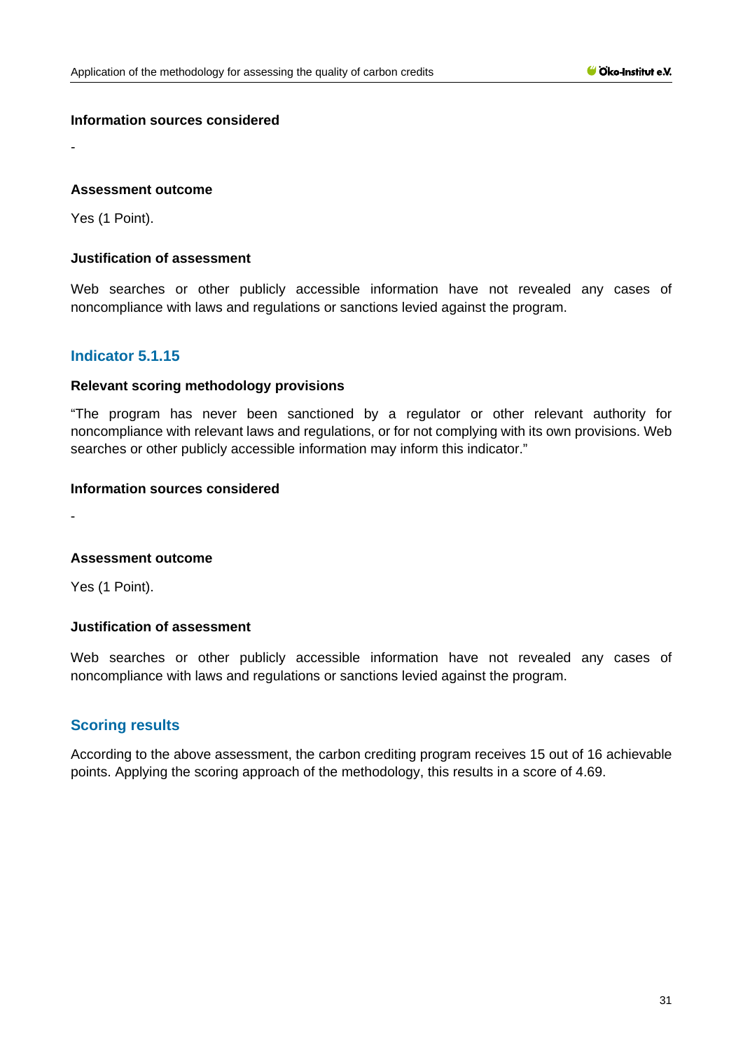#### Information sources considered

-

#### Assessment outcome

Yes (1 Point).

#### Justification of assessment

Web searches or other publicly accessible information have not revealed any cases of noncompliance with laws and regulations or sanctions levied against the program.

### Indicator 5.1.15

#### Relevant scoring methodology provisions

"The program has never been sanctioned by a regulator or other relevant authority for noncompliance with relevant laws and regulations, or for not complying with its own provisions. Web searches or other publicly accessible information may inform this indicator."

#### Information sources considered

-

#### Assessment outcome

Yes (1 Point).

#### Justification of assessment

Web searches or other publicly accessible information have not revealed any cases of noncompliance with laws and regulations or sanctions levied against the program.

### Scoring results

According to the above assessment, the carbon crediting program receives 15 out of 16 achievable points. Applying the scoring approach of the methodology, this results in a score of 4.69.